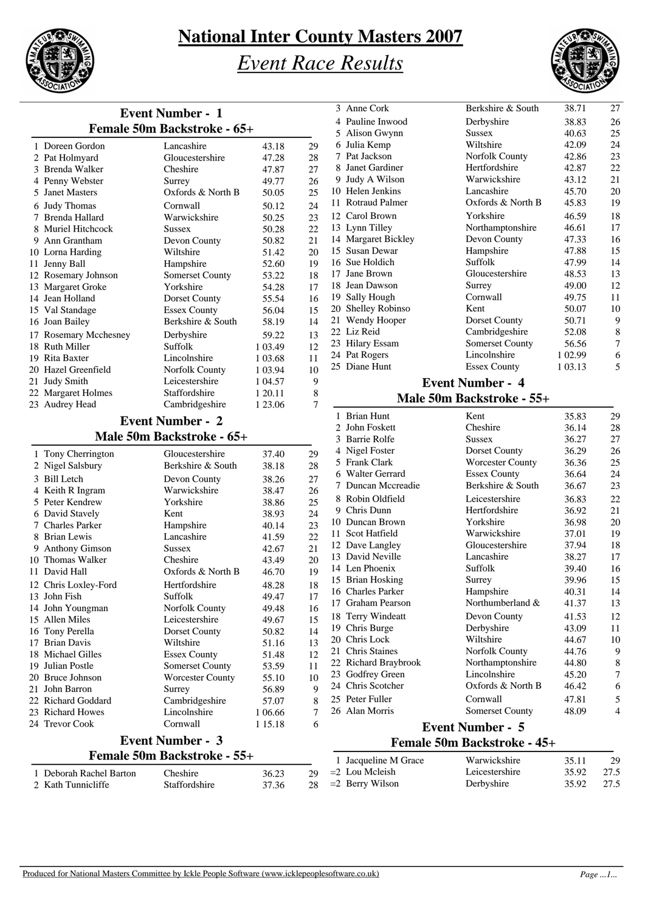# National Inter County Masters 2007

## *Event Race Results*

### Event Number - 1
### Female 50m Backstroke - 65+

| | | | | |
|---|---|---|---|---|
| 1 | Doreen Gordon | Lancashire | 43.18 | 29 |
| 2 | Pat Holmyard | Gloucestershire | 47.28 | 28 |
| 3 | Brenda Walker | Cheshire | 47.87 | 27 |
| 4 | Penny Webster | Surrey | 49.77 | 26 |
| 5 | Janet Masters | Oxfords & North B | 50.05 | 25 |
| 6 | Judy Thomas | Cornwall | 50.12 | 24 |
| 7 | Brenda Hallard | Warwickshire | 50.25 | 23 |
| 8 | Muriel Hitchcock | Sussex | 50.28 | 22 |
| 9 | Ann Grantham | Devon County | 50.82 | 21 |
| 10 | Lorna Harding | Wiltshire | 51.42 | 20 |
| 11 | Jenny Ball | Hampshire | 52.60 | 19 |
| 12 | Rosemary Johnson | Somerset County | 53.22 | 18 |
| 13 | Margaret Groke | Yorkshire | 54.28 | 17 |
| 14 | Jean Holland | Dorset County | 55.54 | 16 |
| 15 | Val Standage | Essex County | 56.04 | 15 |
| 16 | Joan Bailey | Berkshire & South | 58.19 | 14 |
| 17 | Rosemary Mcchesney | Derbyshire | 59.22 | 13 |
| 18 | Ruth Miller | Suffolk | 1 03.49 | 12 |
| 19 | Rita Baxter | Lincolnshire | 1 03.68 | 11 |
| 20 | Hazel Greenfield | Norfolk County | 1 03.94 | 10 |
| 21 | Judy Smith | Leicestershire | 1 04.57 | 9 |
| 22 | Margaret Holmes | Staffordshire | 1 20.11 | 8 |
| 23 | Audrey Head | Cambridgeshire | 1 23.06 | 7 |

### Event Number - 2
### Male 50m Backstroke - 65+

| | | | | |
|---|---|---|---|---|
| 1 | Tony Cherrington | Gloucestershire | 37.40 | 29 |
| 2 | Nigel Salsbury | Berkshire & South | 38.18 | 28 |
| 3 | Bill Letch | Devon County | 38.26 | 27 |
| 4 | Keith R Ingram | Warwickshire | 38.47 | 26 |
| 5 | Peter Kendrew | Yorkshire | 38.86 | 25 |
| 6 | David Stavely | Kent | 38.93 | 24 |
| 7 | Charles Parker | Hampshire | 40.14 | 23 |
| 8 | Brian Lewis | Lancashire | 41.59 | 22 |
| 9 | Anthony Gimson | Sussex | 42.67 | 21 |
| 10 | Thomas Walker | Cheshire | 43.49 | 20 |
| 11 | David Hall | Oxfords & North B | 46.70 | 19 |
| 12 | Chris Loxley-Ford | Hertfordshire | 48.28 | 18 |
| 13 | John Fish | Suffolk | 49.47 | 17 |
| 14 | John Youngman | Norfolk County | 49.48 | 16 |
| 15 | Allen Miles | Leicestershire | 49.67 | 15 |
| 16 | Tony Perella | Dorset County | 50.82 | 14 |
| 17 | Brian Davis | Wiltshire | 51.16 | 13 |
| 18 | Michael Gilles | Essex County | 51.48 | 12 |
| 19 | Julian Postle | Somerset County | 53.59 | 11 |
| 20 | Bruce Johnson | Worcester County | 55.10 | 10 |
| 21 | John Barron | Surrey | 56.89 | 9 |
| 22 | Richard Goddard | Cambridgeshire | 57.07 | 8 |
| 23 | Richard Howes | Lincolnshire | 1 06.66 | 7 |
| 24 | Trevor Cook | Cornwall | 1 15.18 | 6 |

### Event Number - 3
### Female 50m Backstroke - 55+

| | | | | |
|---|---|---|---|---|
| 1 | Deborah Rachel Barton | Cheshire | 36.23 | 29 |
| 2 | Kath Tunnicliffe | Staffordshire | 37.36 | 28 |
| 3 | Anne Cork | Berkshire & South | 38.71 | 27 |
| 4 | Pauline Inwood | Derbyshire | 38.83 | 26 |
| 5 | Alison Gwynn | Sussex | 40.63 | 25 |
| 6 | Julia Kemp | Wiltshire | 42.09 | 24 |
| 7 | Pat Jackson | Norfolk County | 42.86 | 23 |
| 8 | Janet Gardiner | Hertfordshire | 42.87 | 22 |
| 9 | Judy A Wilson | Warwickshire | 43.12 | 21 |
| 10 | Helen Jenkins | Lancashire | 45.70 | 20 |
| 11 | Rotraud Palmer | Oxfords & North B | 45.83 | 19 |
| 12 | Carol Brown | Yorkshire | 46.59 | 18 |
| 13 | Lynn Tilley | Northamptonshire | 46.61 | 17 |
| 14 | Margaret Bickley | Devon County | 47.33 | 16 |
| 15 | Susan Dewar | Hampshire | 47.88 | 15 |
| 16 | Sue Holdich | Suffolk | 47.99 | 14 |
| 17 | Jane Brown | Gloucestershire | 48.53 | 13 |
| 18 | Jean Dawson | Surrey | 49.00 | 12 |
| 19 | Sally Hough | Cornwall | 49.75 | 11 |
| 20 | Shelley Robinso | Kent | 50.07 | 10 |
| 21 | Wendy Hooper | Dorset County | 50.71 | 9 |
| 22 | Liz Reid | Cambridgeshire | 52.08 | 8 |
| 23 | Hilary Essam | Somerset County | 56.56 | 7 |
| 24 | Pat Rogers | Lincolnshire | 1 02.99 | 6 |
| 25 | Diane Hunt | Essex County | 1 03.13 | 5 |

### Event Number - 4
### Male 50m Backstroke - 55+

| | | | | |
|---|---|---|---|---|
| 1 | Brian Hunt | Kent | 35.83 | 29 |
| 2 | John Foskett | Cheshire | 36.14 | 28 |
| 3 | Barrie Rolfe | Sussex | 36.27 | 27 |
| 4 | Nigel Foster | Dorset County | 36.29 | 26 |
| 5 | Frank Clark | Worcester County | 36.36 | 25 |
| 6 | Walter Gerrard | Essex County | 36.64 | 24 |
| 7 | Duncan Mccreadie | Berkshire & South | 36.67 | 23 |
| 8 | Robin Oldfield | Leicestershire | 36.83 | 22 |
| 9 | Chris Dunn | Hertfordshire | 36.92 | 21 |
| 10 | Duncan Brown | Yorkshire | 36.98 | 20 |
| 11 | Scot Hatfield | Warwickshire | 37.01 | 19 |
| 12 | Dave Langley | Gloucestershire | 37.94 | 18 |
| 13 | David Neville | Lancashire | 38.27 | 17 |
| 14 | Len Phoenix | Suffolk | 39.40 | 16 |
| 15 | Brian Hosking | Surrey | 39.96 | 15 |
| 16 | Charles Parker | Hampshire | 40.31 | 14 |
| 17 | Graham Pearson | Northumberland & | 41.37 | 13 |
| 18 | Terry Windeatt | Devon County | 41.53 | 12 |
| 19 | Chris Burge | Derbyshire | 43.09 | 11 |
| 20 | Chris Lock | Wiltshire | 44.67 | 10 |
| 21 | Chris Staines | Norfolk County | 44.76 | 9 |
| 22 | Richard Braybrook | Northamptonshire | 44.80 | 8 |
| 23 | Godfrey Green | Lincolnshire | 45.20 | 7 |
| 24 | Chris Scotcher | Oxfords & North B | 46.42 | 6 |
| 25 | Peter Fuller | Cornwall | 47.81 | 5 |
| 26 | Alan Morris | Somerset County | 48.09 | 4 |

### Event Number - 5
### Female 50m Backstroke - 45+

| | | | | |
|---|---|---|---|---|
| 1 | Jacqueline M Grace | Warwickshire | 35.11 | 29 |
| =2 | Lou Mcleish | Leicestershire | 35.92 | 27.5 |
| =2 | Berry Wilson | Derbyshire | 35.92 | 27.5 |

Produced for National Masters Committee by Ickle People Software (www.icklepeoplesoftware.co.uk)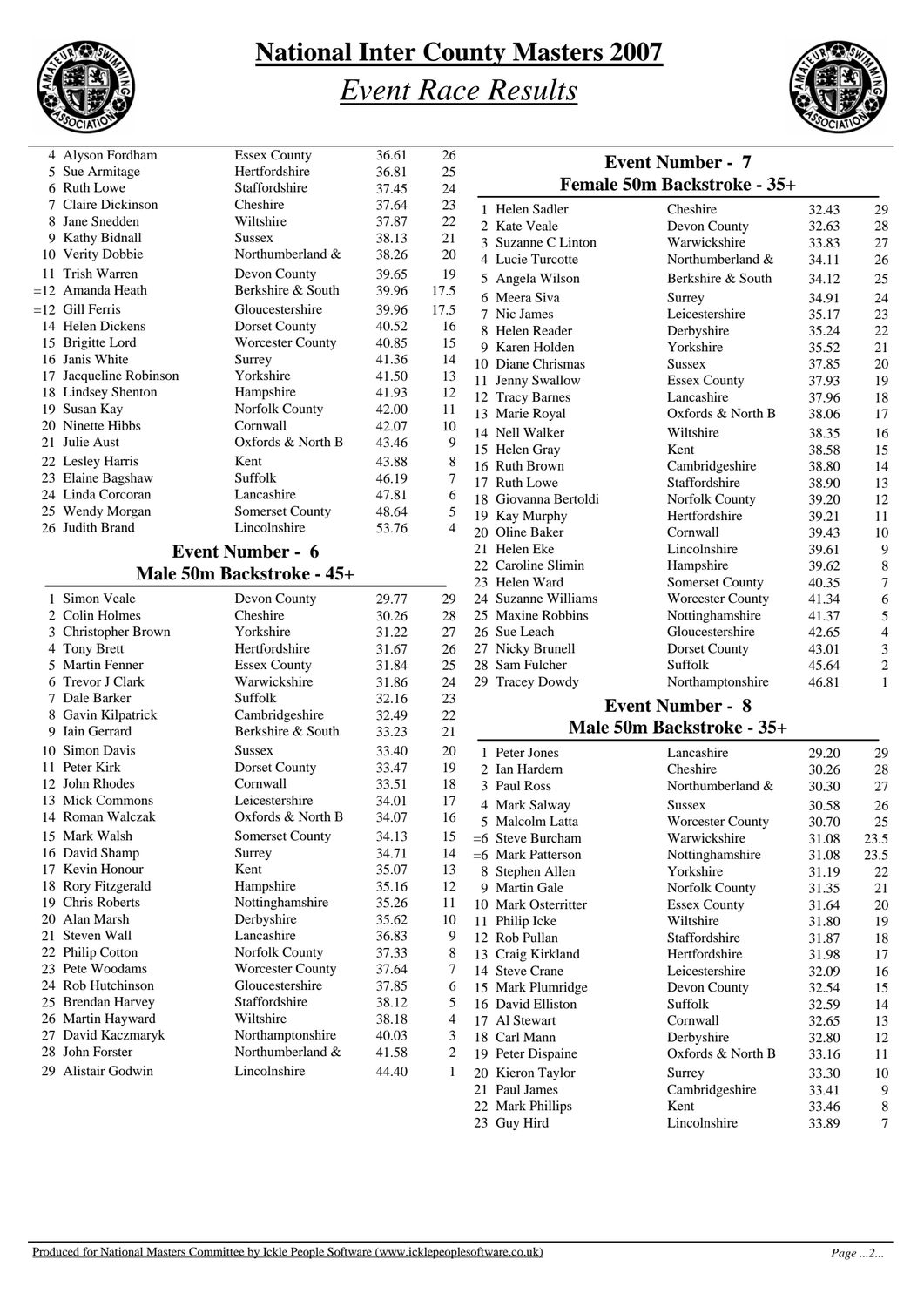# National Inter County Masters 2007

## *Event Race Results*

| | | | | |
|---|---|---|---|---|
| 4 | Alyson Fordham | Essex County | 36.61 | 26 |
| 5 | Sue Armitage | Hertfordshire | 36.81 | 25 |
| 6 | Ruth Lowe | Staffordshire | 37.45 | 24 |
| 7 | Claire Dickinson | Cheshire | 37.64 | 23 |
| 8 | Jane Snedden | Wiltshire | 37.87 | 22 |
| 9 | Kathy Bidnall | Sussex | 38.13 | 21 |
| 10 | Verity Dobbie | Northumberland & | 38.26 | 20 |
| 11 | Trish Warren | Devon County | 39.65 | 19 |
| =12 | Amanda Heath | Berkshire & South | 39.96 | 17.5 |
| =12 | Gill Ferris | Gloucestershire | 39.96 | 17.5 |
| 14 | Helen Dickens | Dorset County | 40.52 | 16 |
| 15 | Brigitte Lord | Worcester County | 40.85 | 15 |
| 16 | Janis White | Surrey | 41.36 | 14 |
| 17 | Jacqueline Robinson | Yorkshire | 41.50 | 13 |
| 18 | Lindsey Shenton | Hampshire | 41.93 | 12 |
| 19 | Susan Kay | Norfolk County | 42.00 | 11 |
| 20 | Ninette Hibbs | Cornwall | 42.07 | 10 |
| 21 | Julie Aust | Oxfords & North B | 43.46 | 9 |
| 22 | Lesley Harris | Kent | 43.88 | 8 |
| 23 | Elaine Bagshaw | Suffolk | 46.19 | 7 |
| 24 | Linda Corcoran | Lancashire | 47.81 | 6 |
| 25 | Wendy Morgan | Somerset County | 48.64 | 5 |
| 26 | Judith Brand | Lincolnshire | 53.76 | 4 |

### Event Number - 6
### Male 50m Backstroke - 45+

| | | | | |
|---|---|---|---|---|
| 1 | Simon Veale | Devon County | 29.77 | 29 |
| 2 | Colin Holmes | Cheshire | 30.26 | 28 |
| 3 | Christopher Brown | Yorkshire | 31.22 | 27 |
| 4 | Tony Brett | Hertfordshire | 31.67 | 26 |
| 5 | Martin Fenner | Essex County | 31.84 | 25 |
| 6 | Trevor J Clark | Warwickshire | 31.86 | 24 |
| 7 | Dale Barker | Suffolk | 32.16 | 23 |
| 8 | Gavin Kilpatrick | Cambridgeshire | 32.49 | 22 |
| 9 | Iain Gerrard | Berkshire & South | 33.23 | 21 |
| 10 | Simon Davis | Sussex | 33.40 | 20 |
| 11 | Peter Kirk | Dorset County | 33.47 | 19 |
| 12 | John Rhodes | Cornwall | 33.51 | 18 |
| 13 | Mick Commons | Leicestershire | 34.01 | 17 |
| 14 | Roman Walczak | Oxfords & North B | 34.07 | 16 |
| 15 | Mark Walsh | Somerset County | 34.13 | 15 |
| 16 | David Shamp | Surrey | 34.71 | 14 |
| 17 | Kevin Honour | Kent | 35.07 | 13 |
| 18 | Rory Fitzgerald | Hampshire | 35.16 | 12 |
| 19 | Chris Roberts | Nottinghamshire | 35.26 | 11 |
| 20 | Alan Marsh | Derbyshire | 35.62 | 10 |
| 21 | Steven Wall | Lancashire | 36.83 | 9 |
| 22 | Philip Cotton | Norfolk County | 37.33 | 8 |
| 23 | Pete Woodams | Worcester County | 37.64 | 7 |
| 24 | Rob Hutchinson | Gloucestershire | 37.85 | 6 |
| 25 | Brendan Harvey | Staffordshire | 38.12 | 5 |
| 26 | Martin Hayward | Wiltshire | 38.18 | 4 |
| 27 | David Kaczmaryk | Northamptonshire | 40.03 | 3 |
| 28 | John Forster | Northumberland & | 41.58 | 2 |
| 29 | Alistair Godwin | Lincolnshire | 44.40 | 1 |

### Event Number - 7
### Female 50m Backstroke - 35+

| | | | | |
|---|---|---|---|---|
| 1 | Helen Sadler | Cheshire | 32.43 | 29 |
| 2 | Kate Veale | Devon County | 32.63 | 28 |
| 3 | Suzanne C Linton | Warwickshire | 33.83 | 27 |
| 4 | Lucie Turcotte | Northumberland & | 34.11 | 26 |
| 5 | Angela Wilson | Berkshire & South | 34.12 | 25 |
| 6 | Meera Siva | Surrey | 34.91 | 24 |
| 7 | Nic James | Leicestershire | 35.17 | 23 |
| 8 | Helen Reader | Derbyshire | 35.24 | 22 |
| 9 | Karen Holden | Yorkshire | 35.52 | 21 |
| 10 | Diane Chrismas | Sussex | 37.85 | 20 |
| 11 | Jenny Swallow | Essex County | 37.93 | 19 |
| 12 | Tracy Barnes | Lancashire | 37.96 | 18 |
| 13 | Marie Royal | Oxfords & North B | 38.06 | 17 |
| 14 | Nell Walker | Wiltshire | 38.35 | 16 |
| 15 | Helen Gray | Kent | 38.58 | 15 |
| 16 | Ruth Brown | Cambridgeshire | 38.80 | 14 |
| 17 | Ruth Lowe | Staffordshire | 38.90 | 13 |
| 18 | Giovanna Bertoldi | Norfolk County | 39.20 | 12 |
| 19 | Kay Murphy | Hertfordshire | 39.21 | 11 |
| 20 | Oline Baker | Cornwall | 39.43 | 10 |
| 21 | Helen Eke | Lincolnshire | 39.61 | 9 |
| 22 | Caroline Slimin | Hampshire | 39.62 | 8 |
| 23 | Helen Ward | Somerset County | 40.35 | 7 |
| 24 | Suzanne Williams | Worcester County | 41.34 | 6 |
| 25 | Maxine Robbins | Nottinghamshire | 41.37 | 5 |
| 26 | Sue Leach | Gloucestershire | 42.65 | 4 |
| 27 | Nicky Brunell | Dorset County | 43.01 | 3 |
| 28 | Sam Fulcher | Suffolk | 45.64 | 2 |
| 29 | Tracey Dowdy | Northamptonshire | 46.81 | 1 |

### Event Number - 8
### Male 50m Backstroke - 35+

| | | | | |
|---|---|---|---|---|
| 1 | Peter Jones | Lancashire | 29.20 | 29 |
| 2 | Ian Hardern | Cheshire | 30.26 | 28 |
| 3 | Paul Ross | Northumberland & | 30.30 | 27 |
| 4 | Mark Salway | Sussex | 30.58 | 26 |
| 5 | Malcolm Latta | Worcester County | 30.70 | 25 |
| =6 | Steve Burcham | Warwickshire | 31.08 | 23.5 |
| =6 | Mark Patterson | Nottinghamshire | 31.08 | 23.5 |
| 8 | Stephen Allen | Yorkshire | 31.19 | 22 |
| 9 | Martin Gale | Norfolk County | 31.35 | 21 |
| 10 | Mark Osterritter | Essex County | 31.64 | 20 |
| 11 | Philip Icke | Wiltshire | 31.80 | 19 |
| 12 | Rob Pullan | Staffordshire | 31.87 | 18 |
| 13 | Craig Kirkland | Hertfordshire | 31.98 | 17 |
| 14 | Steve Crane | Leicestershire | 32.09 | 16 |
| 15 | Mark Plumridge | Devon County | 32.54 | 15 |
| 16 | David Elliston | Suffolk | 32.59 | 14 |
| 17 | Al Stewart | Cornwall | 32.65 | 13 |
| 18 | Carl Mann | Derbyshire | 32.80 | 12 |
| 19 | Peter Dispaine | Oxfords & North B | 33.16 | 11 |
| 20 | Kieron Taylor | Surrey | 33.30 | 10 |
| 21 | Paul James | Cambridgeshire | 33.41 | 9 |
| 22 | Mark Phillips | Kent | 33.46 | 8 |
| 23 | Guy Hird | Lincolnshire | 33.89 | 7 |

Produced for National Masters Committee by Ickle People Software (www.icklepeoplesoftware.co.uk)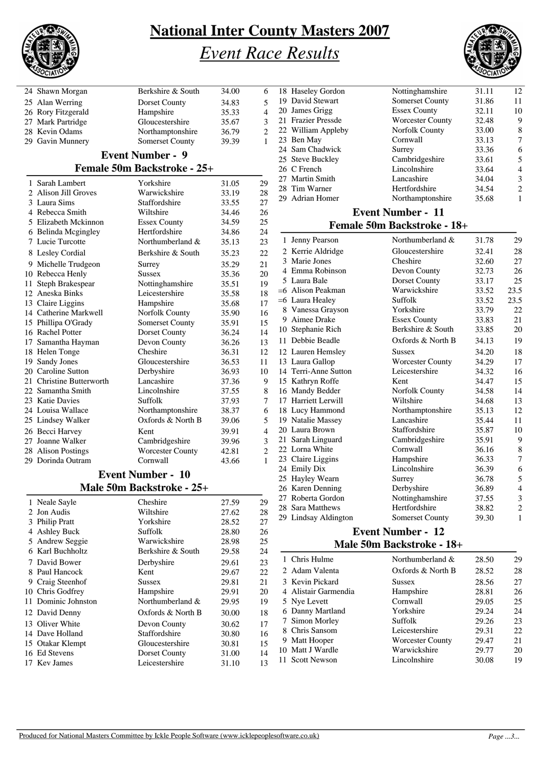# National Inter County Masters 2007

## *Event Race Results*

| Pos | Name | County | Time | Points |
|---|---|---|---|---|
| 24 | Shawn Morgan | Berkshire & South | 34.00 | 6 |
| 25 | Alan Werring | Dorset County | 34.83 | 5 |
| 26 | Rory Fitzgerald | Hampshire | 35.33 | 4 |
| 27 | Mark Partridge | Gloucestershire | 35.67 | 3 |
| 28 | Kevin Odams | Northamptonshire | 36.79 | 2 |
| 29 | Gavin Munnery | Somerset County | 39.39 | 1 |

### Event Number - 9
### Female 50m Backstroke - 25+

| Pos | Name | County | Time | Points |
|---|---|---|---|---|
| 1 | Sarah Lambert | Yorkshire | 31.05 | 29 |
| 2 | Alison Jill Groves | Warwickshire | 33.19 | 28 |
| 3 | Laura Sims | Staffordshire | 33.55 | 27 |
| 4 | Rebecca Smith | Wiltshire | 34.46 | 26 |
| 5 | Elizabeth Mckinnon | Essex County | 34.59 | 25 |
| 6 | Belinda Mcgingley | Hertfordshire | 34.86 | 24 |
| 7 | Lucie Turcotte | Northumberland & | 35.13 | 23 |
| 8 | Lesley Cordial | Berkshire & South | 35.23 | 22 |
| 9 | Michelle Trudgeon | Surrey | 35.29 | 21 |
| 10 | Rebecca Henly | Sussex | 35.36 | 20 |
| 11 | Steph Brakespear | Nottinghamshire | 35.51 | 19 |
| 12 | Aneska Binks | Leicestershire | 35.58 | 18 |
| 13 | Claire Liggins | Hampshire | 35.68 | 17 |
| 14 | Catherine Markwell | Norfolk County | 35.90 | 16 |
| 15 | Phillipa O'Grady | Somerset County | 35.91 | 15 |
| 16 | Rachel Potter | Dorset County | 36.24 | 14 |
| 17 | Samantha Hayman | Devon County | 36.26 | 13 |
| 18 | Helen Tonge | Cheshire | 36.31 | 12 |
| 19 | Sandy Jones | Gloucestershire | 36.53 | 11 |
| 20 | Caroline Sutton | Derbyshire | 36.93 | 10 |
| 21 | Christine Butterworth | Lancashire | 37.36 | 9 |
| 22 | Samantha Smith | Lincolnshire | 37.55 | 8 |
| 23 | Katie Davies | Suffolk | 37.93 | 7 |
| 24 | Louisa Wallace | Northamptonshire | 38.37 | 6 |
| 25 | Lindsey Walker | Oxfords & North B | 39.06 | 5 |
| 26 | Becci Harvey | Kent | 39.91 | 4 |
| 27 | Joanne Walker | Cambridgeshire | 39.96 | 3 |
| 28 | Alison Postings | Worcester County | 42.81 | 2 |
| 29 | Dorinda Outram | Cornwall | 43.66 | 1 |

### Event Number - 10
### Male 50m Backstroke - 25+

| Pos | Name | County | Time | Points |
|---|---|---|---|---|
| 1 | Neale Sayle | Cheshire | 27.59 | 29 |
| 2 | Jon Audis | Wiltshire | 27.62 | 28 |
| 3 | Philip Pratt | Yorkshire | 28.52 | 27 |
| 4 | Ashley Buck | Suffolk | 28.80 | 26 |
| 5 | Andrew Seggie | Warwickshire | 28.98 | 25 |
| 6 | Karl Buchholtz | Berkshire & South | 29.58 | 24 |
| 7 | David Bower | Derbyshire | 29.61 | 23 |
| 8 | Paul Hancock | Kent | 29.67 | 22 |
| 9 | Craig Steenhof | Sussex | 29.81 | 21 |
| 10 | Chris Godfrey | Hampshire | 29.91 | 20 |
| 11 | Dominic Johnston | Northumberland & | 29.95 | 19 |
| 12 | David Denny | Oxfords & North B | 30.00 | 18 |
| 13 | Oliver White | Devon County | 30.62 | 17 |
| 14 | Dave Holland | Staffordshire | 30.80 | 16 |
| 15 | Otakar Klempt | Gloucestershire | 30.81 | 15 |
| 16 | Ed Stevens | Dorset County | 31.00 | 14 |
| 17 | Kev James | Leicestershire | 31.10 | 13 |
| 18 | Haseley Gordon | Nottinghamshire | 31.11 | 12 |
| 19 | David Stewart | Somerset County | 31.86 | 11 |
| 20 | James Grigg | Essex County | 32.11 | 10 |
| 21 | Frazier Pressde | Worcester County | 32.48 | 9 |
| 22 | William Appleby | Norfolk County | 33.00 | 8 |
| 23 | Ben May | Cornwall | 33.13 | 7 |
| 24 | Sam Chadwick | Surrey | 33.36 | 6 |
| 25 | Steve Buckley | Cambridgeshire | 33.61 | 5 |
| 26 | C French | Lincolnshire | 33.64 | 4 |
| 27 | Martin Smith | Lancashire | 34.04 | 3 |
| 28 | Tim Warner | Hertfordshire | 34.54 | 2 |
| 29 | Adrian Homer | Northamptonshire | 35.68 | 1 |

### Event Number - 11
### Female 50m Backstroke - 18+

| Pos | Name | County | Time | Points |
|---|---|---|---|---|
| 1 | Jenny Pearson | Northumberland & | 31.78 | 29 |
| 2 | Kerrie Aldridge | Gloucestershire | 32.41 | 28 |
| 3 | Marie Jones | Cheshire | 32.60 | 27 |
| 4 | Emma Robinson | Devon County | 32.73 | 26 |
| 5 | Laura Bale | Dorset County | 33.17 | 25 |
| =6 | Alison Peakman | Warwickshire | 33.52 | 23.5 |
| =6 | Laura Healey | Suffolk | 33.52 | 23.5 |
| 8 | Vanessa Grayson | Yorkshire | 33.79 | 22 |
| 9 | Aimee Drake | Essex County | 33.83 | 21 |
| 10 | Stephanie Rich | Berkshire & South | 33.85 | 20 |
| 11 | Debbie Beadle | Oxfords & North B | 34.13 | 19 |
| 12 | Lauren Hemsley | Sussex | 34.20 | 18 |
| 13 | Laura Gallop | Worcester County | 34.29 | 17 |
| 14 | Terri-Anne Sutton | Leicestershire | 34.32 | 16 |
| 15 | Kathryn Roffe | Kent | 34.47 | 15 |
| 16 | Mandy Bedder | Norfolk County | 34.58 | 14 |
| 17 | Harriett Lerwill | Wiltshire | 34.68 | 13 |
| 18 | Lucy Hammond | Northamptonshire | 35.13 | 12 |
| 19 | Natalie Massey | Lancashire | 35.44 | 11 |
| 20 | Laura Brown | Staffordshire | 35.87 | 10 |
| 21 | Sarah Linguard | Cambridgeshire | 35.91 | 9 |
| 22 | Lorna White | Cornwall | 36.16 | 8 |
| 23 | Claire Liggins | Hampshire | 36.33 | 7 |
| 24 | Emily Dix | Lincolnshire | 36.39 | 6 |
| 25 | Hayley Wearn | Surrey | 36.78 | 5 |
| 26 | Karen Denning | Derbyshire | 36.89 | 4 |
| 27 | Roberta Gordon | Nottinghamshire | 37.55 | 3 |
| 28 | Sara Matthews | Hertfordshire | 38.82 | 2 |
| 29 | Lindsay Aldington | Somerset County | 39.30 | 1 |

### Event Number - 12
### Male 50m Backstroke - 18+

| Pos | Name | County | Time | Points |
|---|---|---|---|---|
| 1 | Chris Hulme | Northumberland & | 28.50 | 29 |
| 2 | Adam Valenta | Oxfords & North B | 28.52 | 28 |
| 3 | Kevin Pickard | Sussex | 28.56 | 27 |
| 4 | Alistair Garmendia | Hampshire | 28.81 | 26 |
| 5 | Nye Levett | Cornwall | 29.05 | 25 |
| 6 | Danny Martland | Yorkshire | 29.24 | 24 |
| 7 | Simon Morley | Suffolk | 29.26 | 23 |
| 8 | Chris Sansom | Leicestershire | 29.31 | 22 |
| 9 | Matt Hooper | Worcester County | 29.47 | 21 |
| 10 | Matt J Wardle | Warwickshire | 29.77 | 20 |
| 11 | Scott Newson | Lincolnshire | 30.08 | 19 |

Produced for National Masters Committee by Ickle People Software (www.icklepeoplesoftware.co.uk)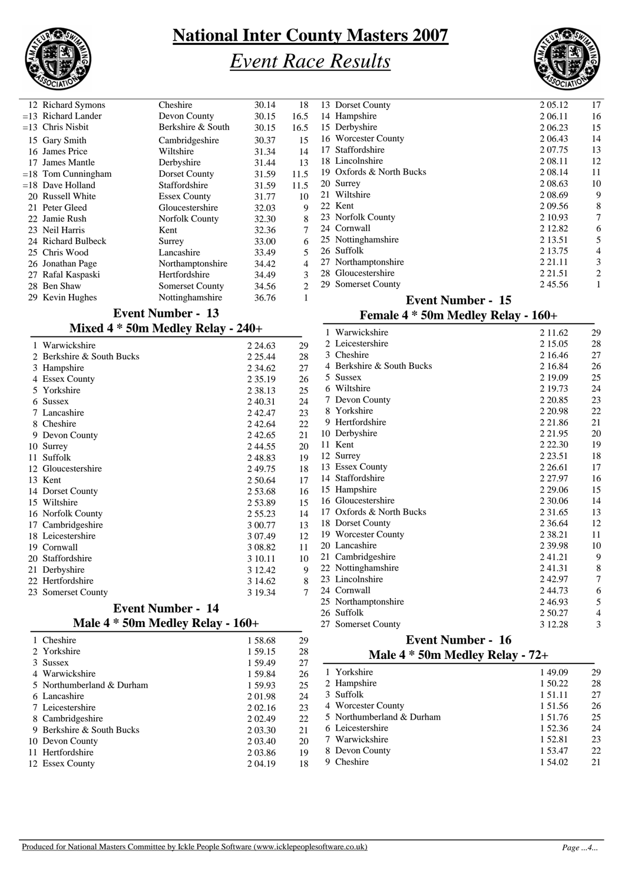# National Inter County Masters 2007

## *Event Race Results*

| | | | | |
|---|---|---|---|---|
| 12 | Richard Symons | Cheshire | 30.14 | 18 |
| =13 | Richard Lander | Devon County | 30.15 | 16.5 |
| =13 | Chris Nisbit | Berkshire & South | 30.15 | 16.5 |
| 15 | Gary Smith | Cambridgeshire | 30.37 | 15 |
| 16 | James Price | Wiltshire | 31.34 | 14 |
| 17 | James Mantle | Derbyshire | 31.44 | 13 |
| =18 | Tom Cunningham | Dorset County | 31.59 | 11.5 |
| =18 | Dave Holland | Staffordshire | 31.59 | 11.5 |
| 20 | Russell White | Essex County | 31.77 | 10 |
| 21 | Peter Gleed | Gloucestershire | 32.03 | 9 |
| 22 | Jamie Rush | Norfolk County | 32.30 | 8 |
| 23 | Neil Harris | Kent | 32.36 | 7 |
| 24 | Richard Bulbeck | Surrey | 33.00 | 6 |
| 25 | Chris Wood | Lancashire | 33.49 | 5 |
| 26 | Jonathan Page | Northamptonshire | 34.42 | 4 |
| 27 | Rafal Kaspaski | Hertfordshire | 34.49 | 3 |
| 28 | Ben Shaw | Somerset County | 34.56 | 2 |
| 29 | Kevin Hughes | Nottinghamshire | 36.76 | 1 |

### Event Number - 13
### Mixed 4 * 50m Medley Relay - 240+

| | | | |
|---|---|---|---|
| 1 | Warwickshire | 2 24.63 | 29 |
| 2 | Berkshire & South Bucks | 2 25.44 | 28 |
| 3 | Hampshire | 2 34.62 | 27 |
| 4 | Essex County | 2 35.19 | 26 |
| 5 | Yorkshire | 2 38.13 | 25 |
| 6 | Sussex | 2 40.31 | 24 |
| 7 | Lancashire | 2 42.47 | 23 |
| 8 | Cheshire | 2 42.64 | 22 |
| 9 | Devon County | 2 42.65 | 21 |
| 10 | Surrey | 2 44.55 | 20 |
| 11 | Suffolk | 2 48.83 | 19 |
| 12 | Gloucestershire | 2 49.75 | 18 |
| 13 | Kent | 2 50.64 | 17 |
| 14 | Dorset County | 2 53.68 | 16 |
| 15 | Wiltshire | 2 53.89 | 15 |
| 16 | Norfolk County | 2 55.23 | 14 |
| 17 | Cambridgeshire | 3 00.77 | 13 |
| 18 | Leicestershire | 3 07.49 | 12 |
| 19 | Cornwall | 3 08.82 | 11 |
| 20 | Staffordshire | 3 10.11 | 10 |
| 21 | Derbyshire | 3 12.42 | 9 |
| 22 | Hertfordshire | 3 14.62 | 8 |
| 23 | Somerset County | 3 19.34 | 7 |

### Event Number - 14
### Male 4 * 50m Medley Relay - 160+

| | | | |
|---|---|---|---|
| 1 | Cheshire | 1 58.68 | 29 |
| 2 | Yorkshire | 1 59.15 | 28 |
| 3 | Sussex | 1 59.49 | 27 |
| 4 | Warwickshire | 1 59.84 | 26 |
| 5 | Northumberland & Durham | 1 59.93 | 25 |
| 6 | Lancashire | 2 01.98 | 24 |
| 7 | Leicestershire | 2 02.16 | 23 |
| 8 | Cambridgeshire | 2 02.49 | 22 |
| 9 | Berkshire & South Bucks | 2 03.30 | 21 |
| 10 | Devon County | 2 03.40 | 20 |
| 11 | Hertfordshire | 2 03.86 | 19 |
| 12 | Essex County | 2 04.19 | 18 |
| 13 | Dorset County | 2 05.12 | 17 |
| 14 | Hampshire | 2 06.11 | 16 |
| 15 | Derbyshire | 2 06.23 | 15 |
| 16 | Worcester County | 2 06.43 | 14 |
| 17 | Staffordshire | 2 07.75 | 13 |
| 18 | Lincolnshire | 2 08.11 | 12 |
| 19 | Oxfords & North Bucks | 2 08.14 | 11 |
| 20 | Surrey | 2 08.63 | 10 |
| 21 | Wiltshire | 2 08.69 | 9 |
| 22 | Kent | 2 09.56 | 8 |
| 23 | Norfolk County | 2 10.93 | 7 |
| 24 | Cornwall | 2 12.82 | 6 |
| 25 | Nottinghamshire | 2 13.51 | 5 |
| 26 | Suffolk | 2 13.75 | 4 |
| 27 | Northamptonshire | 2 21.11 | 3 |
| 28 | Gloucestershire | 2 21.51 | 2 |
| 29 | Somerset County | 2 45.56 | 1 |

### Event Number - 15
### Female 4 * 50m Medley Relay - 160+

| | | | |
|---|---|---|---|
| 1 | Warwickshire | 2 11.62 | 29 |
| 2 | Leicestershire | 2 15.05 | 28 |
| 3 | Cheshire | 2 16.46 | 27 |
| 4 | Berkshire & South Bucks | 2 16.84 | 26 |
| 5 | Sussex | 2 19.09 | 25 |
| 6 | Wiltshire | 2 19.73 | 24 |
| 7 | Devon County | 2 20.85 | 23 |
| 8 | Yorkshire | 2 20.98 | 22 |
| 9 | Hertfordshire | 2 21.86 | 21 |
| 10 | Derbyshire | 2 21.95 | 20 |
| 11 | Kent | 2 22.30 | 19 |
| 12 | Surrey | 2 23.51 | 18 |
| 13 | Essex County | 2 26.61 | 17 |
| 14 | Staffordshire | 2 27.97 | 16 |
| 15 | Hampshire | 2 29.06 | 15 |
| 16 | Gloucestershire | 2 30.06 | 14 |
| 17 | Oxfords & North Bucks | 2 31.65 | 13 |
| 18 | Dorset County | 2 36.64 | 12 |
| 19 | Worcester County | 2 38.21 | 11 |
| 20 | Lancashire | 2 39.98 | 10 |
| 21 | Cambridgeshire | 2 41.21 | 9 |
| 22 | Nottinghamshire | 2 41.31 | 8 |
| 23 | Lincolnshire | 2 42.97 | 7 |
| 24 | Cornwall | 2 44.73 | 6 |
| 25 | Northamptonshire | 2 46.93 | 5 |
| 26 | Suffolk | 2 50.27 | 4 |
| 27 | Somerset County | 3 12.28 | 3 |

### Event Number - 16
### Male 4 * 50m Medley Relay - 72+

| | | | |
|---|---|---|---|
| 1 | Yorkshire | 1 49.09 | 29 |
| 2 | Hampshire | 1 50.22 | 28 |
| 3 | Suffolk | 1 51.11 | 27 |
| 4 | Worcester County | 1 51.56 | 26 |
| 5 | Northumberland & Durham | 1 51.76 | 25 |
| 6 | Leicestershire | 1 52.36 | 24 |
| 7 | Warwickshire | 1 52.81 | 23 |
| 8 | Devon County | 1 53.47 | 22 |
| 9 | Cheshire | 1 54.02 | 21 |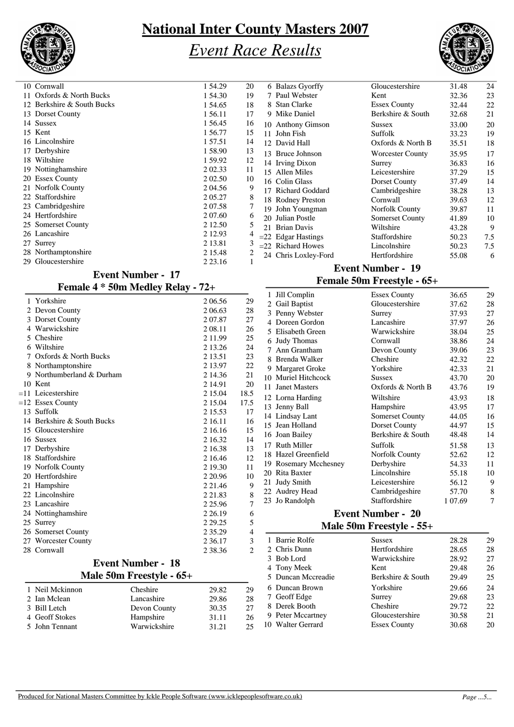# National Inter County Masters 2007

## *Event Race Results*

| Place | Team | Time | Points |
|---|---|---|---|
| 10 | Cornwall | 1 54.29 | 20 |
| 11 | Oxfords & North Bucks | 1 54.30 | 19 |
| 12 | Berkshire & South Bucks | 1 54.65 | 18 |
| 13 | Dorset County | 1 56.11 | 17 |
| 14 | Sussex | 1 56.45 | 16 |
| 15 | Kent | 1 56.77 | 15 |
| 16 | Lincolnshire | 1 57.51 | 14 |
| 17 | Derbyshire | 1 58.90 | 13 |
| 18 | Wiltshire | 1 59.92 | 12 |
| 19 | Nottinghamshire | 2 02.33 | 11 |
| 20 | Essex County | 2 02.50 | 10 |
| 21 | Norfolk County | 2 04.56 | 9 |
| 22 | Staffordshire | 2 05.27 | 8 |
| 23 | Cambridgeshire | 2 07.58 | 7 |
| 24 | Hertfordshire | 2 07.60 | 6 |
| 25 | Somerset County | 2 12.50 | 5 |
| 26 | Lancashire | 2 12.93 | 4 |
| 27 | Surrey | 2 13.81 | 3 |
| 28 | Northamptonshire | 2 15.48 | 2 |
| 29 | Gloucestershire | 2 23.16 | 1 |

### Event Number - 17
### Female 4 * 50m Medley Relay - 72+

| Place | Team | Time | Points |
|---|---|---|---|
| 1 | Yorkshire | 2 06.56 | 29 |
| 2 | Devon County | 2 06.63 | 28 |
| 3 | Dorset County | 2 07.87 | 27 |
| 4 | Warwickshire | 2 08.11 | 26 |
| 5 | Cheshire | 2 11.99 | 25 |
| 6 | Wiltshire | 2 13.26 | 24 |
| 7 | Oxfords & North Bucks | 2 13.51 | 23 |
| 8 | Northamptonshire | 2 13.97 | 22 |
| 9 | Northumberland & Durham | 2 14.36 | 21 |
| 10 | Kent | 2 14.91 | 20 |
| =11 | Leicestershire | 2 15.04 | 18.5 |
| =12 | Essex County | 2 15.04 | 17.5 |
| 13 | Suffolk | 2 15.53 | 17 |
| 14 | Berkshire & South Bucks | 2 16.11 | 16 |
| 15 | Gloucestershire | 2 16.16 | 15 |
| 16 | Sussex | 2 16.32 | 14 |
| 17 | Derbyshire | 2 16.38 | 13 |
| 18 | Staffordshire | 2 16.46 | 12 |
| 19 | Norfolk County | 2 19.30 | 11 |
| 20 | Hertfordshire | 2 20.96 | 10 |
| 21 | Hampshire | 2 21.46 | 9 |
| 22 | Lincolnshire | 2 21.83 | 8 |
| 23 | Lancashire | 2 25.96 | 7 |
| 24 | Nottinghamshire | 2 26.19 | 6 |
| 25 | Surrey | 2 29.25 | 5 |
| 26 | Somerset County | 2 35.29 | 4 |
| 27 | Worcester County | 2 36.17 | 3 |
| 28 | Cornwall | 2 38.36 | 2 |

### Event Number - 18
### Male 50m Freestyle - 65+

| Place | Name | County | Time | Points |
|---|---|---|---|---|
| 1 | Neil Mckinnon | Cheshire | 29.82 | 29 |
| 2 | Ian Mclean | Lancashire | 29.86 | 28 |
| 3 | Bill Letch | Devon County | 30.35 | 27 |
| 4 | Geoff Stokes | Hampshire | 31.11 | 26 |
| 5 | John Tennant | Warwickshire | 31.21 | 25 |
| 6 | Balazs Gyorffy | Gloucestershire | 31.48 | 24 |
| 7 | Paul Webster | Kent | 32.36 | 23 |
| 8 | Stan Clarke | Essex County | 32.44 | 22 |
| 9 | Mike Daniel | Berkshire & South | 32.68 | 21 |
| 10 | Anthony Gimson | Sussex | 33.00 | 20 |
| 11 | John Fish | Suffolk | 33.23 | 19 |
| 12 | David Hall | Oxfords & North B | 35.51 | 18 |
| 13 | Bruce Johnson | Worcester County | 35.95 | 17 |
| 14 | Irving Dixon | Surrey | 36.83 | 16 |
| 15 | Allen Miles | Leicestershire | 37.29 | 15 |
| 16 | Colin Glass | Dorset County | 37.49 | 14 |
| 17 | Richard Goddard | Cambridgeshire | 38.28 | 13 |
| 18 | Rodney Preston | Cornwall | 39.63 | 12 |
| 19 | John Youngman | Norfolk County | 39.87 | 11 |
| 20 | Julian Postle | Somerset County | 41.89 | 10 |
| 21 | Brian Davis | Wiltshire | 43.28 | 9 |
| =22 | Edgar Hastings | Staffordshire | 50.23 | 7.5 |
| =22 | Richard Howes | Lincolnshire | 50.23 | 7.5 |
| 24 | Chris Loxley-Ford | Hertfordshire | 55.08 | 6 |

### Event Number - 19
### Female 50m Freestyle - 65+

| Place | Name | County | Time | Points |
|---|---|---|---|---|
| 1 | Jill Complin | Essex County | 36.65 | 29 |
| 2 | Gail Baptist | Gloucestershire | 37.62 | 28 |
| 3 | Penny Webster | Surrey | 37.93 | 27 |
| 4 | Doreen Gordon | Lancashire | 37.97 | 26 |
| 5 | Elisabeth Green | Warwickshire | 38.04 | 25 |
| 6 | Judy Thomas | Cornwall | 38.86 | 24 |
| 7 | Ann Grantham | Devon County | 39.06 | 23 |
| 8 | Brenda Walker | Cheshire | 42.32 | 22 |
| 9 | Margaret Groke | Yorkshire | 42.33 | 21 |
| 10 | Muriel Hitchcock | Sussex | 43.70 | 20 |
| 11 | Janet Masters | Oxfords & North B | 43.76 | 19 |
| 12 | Lorna Harding | Wiltshire | 43.93 | 18 |
| 13 | Jenny Ball | Hampshire | 43.95 | 17 |
| 14 | Lindsay Lant | Somerset County | 44.05 | 16 |
| 15 | Jean Holland | Dorset County | 44.97 | 15 |
| 16 | Joan Bailey | Berkshire & South | 48.48 | 14 |
| 17 | Ruth Miller | Suffolk | 51.58 | 13 |
| 18 | Hazel Greenfield | Norfolk County | 52.62 | 12 |
| 19 | Rosemary Mcchesney | Derbyshire | 54.33 | 11 |
| 20 | Rita Baxter | Lincolnshire | 55.18 | 10 |
| 21 | Judy Smith | Leicestershire | 56.12 | 9 |
| 22 | Audrey Head | Cambridgeshire | 57.70 | 8 |
| 23 | Jo Randolph | Staffordshire | 1 07.69 | 7 |

### Event Number - 20
### Male 50m Freestyle - 55+

| Place | Name | County | Time | Points |
|---|---|---|---|---|
| 1 | Barrie Rolfe | Sussex | 28.28 | 29 |
| 2 | Chris Dunn | Hertfordshire | 28.65 | 28 |
| 3 | Bob Lord | Warwickshire | 28.92 | 27 |
| 4 | Tony Meek | Kent | 29.48 | 26 |
| 5 | Duncan Mccreadie | Berkshire & South | 29.49 | 25 |
| 6 | Duncan Brown | Yorkshire | 29.66 | 24 |
| 7 | Geoff Edge | Surrey | 29.68 | 23 |
| 8 | Derek Booth | Cheshire | 29.72 | 22 |
| 9 | Peter Mccartney | Gloucestershire | 30.58 | 21 |
| 10 | Walter Gerrard | Essex County | 30.68 | 20 |

Produced for National Masters Committee by Ickle People Software (www.icklepeoplesoftware.co.uk)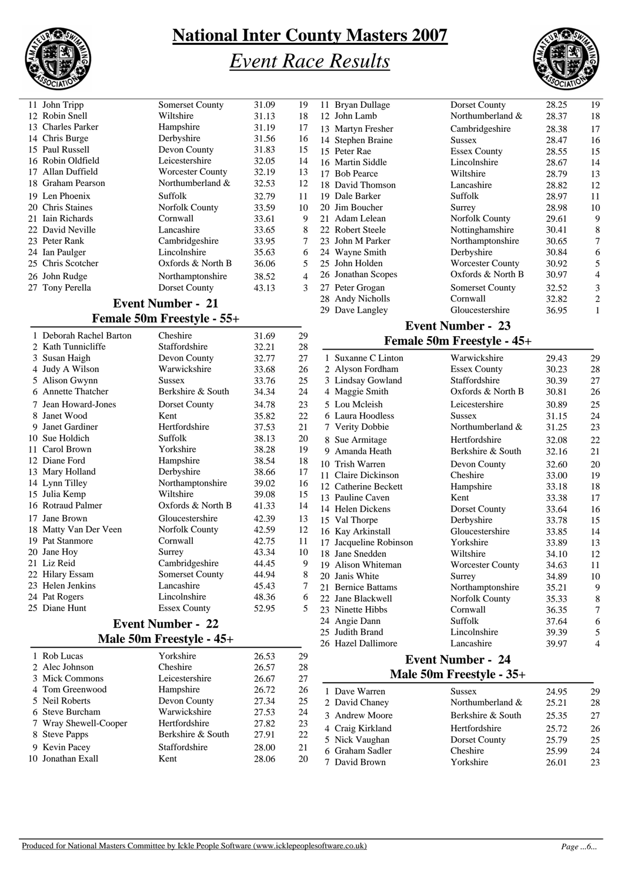# National Inter County Masters 2007

## *Event Race Results*

| | | | | |
|---|---|---|---|---|
| 11 | John Tripp | Somerset County | 31.09 | 19 |
| 12 | Robin Snell | Wiltshire | 31.13 | 18 |
| 13 | Charles Parker | Hampshire | 31.19 | 17 |
| 14 | Chris Burge | Derbyshire | 31.56 | 16 |
| 15 | Paul Russell | Devon County | 31.83 | 15 |
| 16 | Robin Oldfield | Leicestershire | 32.05 | 14 |
| 17 | Allan Duffield | Worcester County | 32.19 | 13 |
| 18 | Graham Pearson | Northumberland & | 32.53 | 12 |
| 19 | Len Phoenix | Suffolk | 32.79 | 11 |
| 20 | Chris Staines | Norfolk County | 33.59 | 10 |
| 21 | Iain Richards | Cornwall | 33.61 | 9 |
| 22 | David Neville | Lancashire | 33.65 | 8 |
| 23 | Peter Rank | Cambridgeshire | 33.95 | 7 |
| 24 | Ian Paulger | Lincolnshire | 35.63 | 6 |
| 25 | Chris Scotcher | Oxfords & North B | 36.06 | 5 |
| 26 | John Rudge | Northamptonshire | 38.52 | 4 |
| 27 | Tony Perella | Dorset County | 43.13 | 3 |

### Event Number - 21
### Female 50m Freestyle - 55+

| | | | | |
|---|---|---|---|---|
| 1 | Deborah Rachel Barton | Cheshire | 31.69 | 29 |
| 2 | Kath Tunnicliffe | Staffordshire | 32.21 | 28 |
| 3 | Susan Haigh | Devon County | 32.77 | 27 |
| 4 | Judy A Wilson | Warwickshire | 33.68 | 26 |
| 5 | Alison Gwynn | Sussex | 33.76 | 25 |
| 6 | Annette Thatcher | Berkshire & South | 34.34 | 24 |
| 7 | Jean Howard-Jones | Dorset County | 34.78 | 23 |
| 8 | Janet Wood | Kent | 35.82 | 22 |
| 9 | Janet Gardiner | Hertfordshire | 37.53 | 21 |
| 10 | Sue Holdich | Suffolk | 38.13 | 20 |
| 11 | Carol Brown | Yorkshire | 38.28 | 19 |
| 12 | Diane Ford | Hampshire | 38.54 | 18 |
| 13 | Mary Holland | Derbyshire | 38.66 | 17 |
| 14 | Lynn Tilley | Northamptonshire | 39.02 | 16 |
| 15 | Julia Kemp | Wiltshire | 39.08 | 15 |
| 16 | Rotraud Palmer | Oxfords & North B | 41.33 | 14 |
| 17 | Jane Brown | Gloucestershire | 42.39 | 13 |
| 18 | Matty Van Der Veen | Norfolk County | 42.59 | 12 |
| 19 | Pat Stanmore | Cornwall | 42.75 | 11 |
| 20 | Jane Hoy | Surrey | 43.34 | 10 |
| 21 | Liz Reid | Cambridgeshire | 44.45 | 9 |
| 22 | Hilary Essam | Somerset County | 44.94 | 8 |
| 23 | Helen Jenkins | Lancashire | 45.43 | 7 |
| 24 | Pat Rogers | Lincolnshire | 48.36 | 6 |
| 25 | Diane Hunt | Essex County | 52.95 | 5 |

### Event Number - 22
### Male 50m Freestyle - 45+

| | | | | |
|---|---|---|---|---|
| 1 | Rob Lucas | Yorkshire | 26.53 | 29 |
| 2 | Alec Johnson | Cheshire | 26.57 | 28 |
| 3 | Mick Commons | Leicestershire | 26.67 | 27 |
| 4 | Tom Greenwood | Hampshire | 26.72 | 26 |
| 5 | Neil Roberts | Devon County | 27.34 | 25 |
| 6 | Steve Burcham | Warwickshire | 27.53 | 24 |
| 7 | Wray Shewell-Cooper | Hertfordshire | 27.82 | 23 |
| 8 | Steve Papps | Berkshire & South | 27.91 | 22 |
| 9 | Kevin Pacey | Staffordshire | 28.00 | 21 |
| 10 | Jonathan Exall | Kent | 28.06 | 20 |
| 11 | Bryan Dullage | Dorset County | 28.25 | 19 |
| 12 | John Lamb | Northumberland & | 28.37 | 18 |
| 13 | Martyn Fresher | Cambridgeshire | 28.38 | 17 |
| 14 | Stephen Braine | Sussex | 28.47 | 16 |
| 15 | Peter Rae | Essex County | 28.55 | 15 |
| 16 | Martin Siddle | Lincolnshire | 28.67 | 14 |
| 17 | Bob Pearce | Wiltshire | 28.79 | 13 |
| 18 | David Thomson | Lancashire | 28.82 | 12 |
| 19 | Dale Barker | Suffolk | 28.97 | 11 |
| 20 | Jim Boucher | Surrey | 28.98 | 10 |
| 21 | Adam Lelean | Norfolk County | 29.61 | 9 |
| 22 | Robert Steele | Nottinghamshire | 30.41 | 8 |
| 23 | John M Parker | Northamptonshire | 30.65 | 7 |
| 24 | Wayne Smith | Derbyshire | 30.84 | 6 |
| 25 | John Holden | Worcester County | 30.92 | 5 |
| 26 | Jonathan Scopes | Oxfords & North B | 30.97 | 4 |
| 27 | Peter Grogan | Somerset County | 32.52 | 3 |
| 28 | Andy Nicholls | Cornwall | 32.82 | 2 |
| 29 | Dave Langley | Gloucestershire | 36.95 | 1 |

### Event Number - 23
### Female 50m Freestyle - 45+

| | | | | |
|---|---|---|---|---|
| 1 | Suxanne C Linton | Warwickshire | 29.43 | 29 |
| 2 | Alyson Fordham | Essex County | 30.23 | 28 |
| 3 | Lindsay Gowland | Staffordshire | 30.39 | 27 |
| 4 | Maggie Smith | Oxfords & North B | 30.81 | 26 |
| 5 | Lou Mcleish | Leicestershire | 30.89 | 25 |
| 6 | Laura Hoodless | Sussex | 31.15 | 24 |
| 7 | Verity Dobbie | Northumberland & | 31.25 | 23 |
| 8 | Sue Armitage | Hertfordshire | 32.08 | 22 |
| 9 | Amanda Heath | Berkshire & South | 32.16 | 21 |
| 10 | Trish Warren | Devon County | 32.60 | 20 |
| 11 | Claire Dickinson | Cheshire | 33.00 | 19 |
| 12 | Catherine Beckett | Hampshire | 33.18 | 18 |
| 13 | Pauline Caven | Kent | 33.38 | 17 |
| 14 | Helen Dickens | Dorset County | 33.64 | 16 |
| 15 | Val Thorpe | Derbyshire | 33.78 | 15 |
| 16 | Kay Arkinstall | Gloucestershire | 33.85 | 14 |
| 17 | Jacqueline Robinson | Yorkshire | 33.89 | 13 |
| 18 | Jane Snedden | Wiltshire | 34.10 | 12 |
| 19 | Alison Whiteman | Worcester County | 34.63 | 11 |
| 20 | Janis White | Surrey | 34.89 | 10 |
| 21 | Bernice Battams | Northamptonshire | 35.21 | 9 |
| 22 | Jane Blackwell | Norfolk County | 35.33 | 8 |
| 23 | Ninette Hibbs | Cornwall | 36.35 | 7 |
| 24 | Angie Dann | Suffolk | 37.64 | 6 |
| 25 | Judith Brand | Lincolnshire | 39.39 | 5 |
| 26 | Hazel Dallimore | Lancashire | 39.97 | 4 |

### Event Number - 24
### Male 50m Freestyle - 35+

| | | | | |
|---|---|---|---|---|
| 1 | Dave Warren | Sussex | 24.95 | 29 |
| 2 | David Chaney | Northumberland & | 25.21 | 28 |
| 3 | Andrew Moore | Berkshire & South | 25.35 | 27 |
| 4 | Craig Kirkland | Hertfordshire | 25.72 | 26 |
| 5 | Nick Vaughan | Dorset County | 25.79 | 25 |
| 6 | Graham Sadler | Cheshire | 25.99 | 24 |
| 7 | David Brown | Yorkshire | 26.01 | 23 |

Produced for National Masters Committee by Ickle People Software (www.icklepeoplesoftware.co.uk)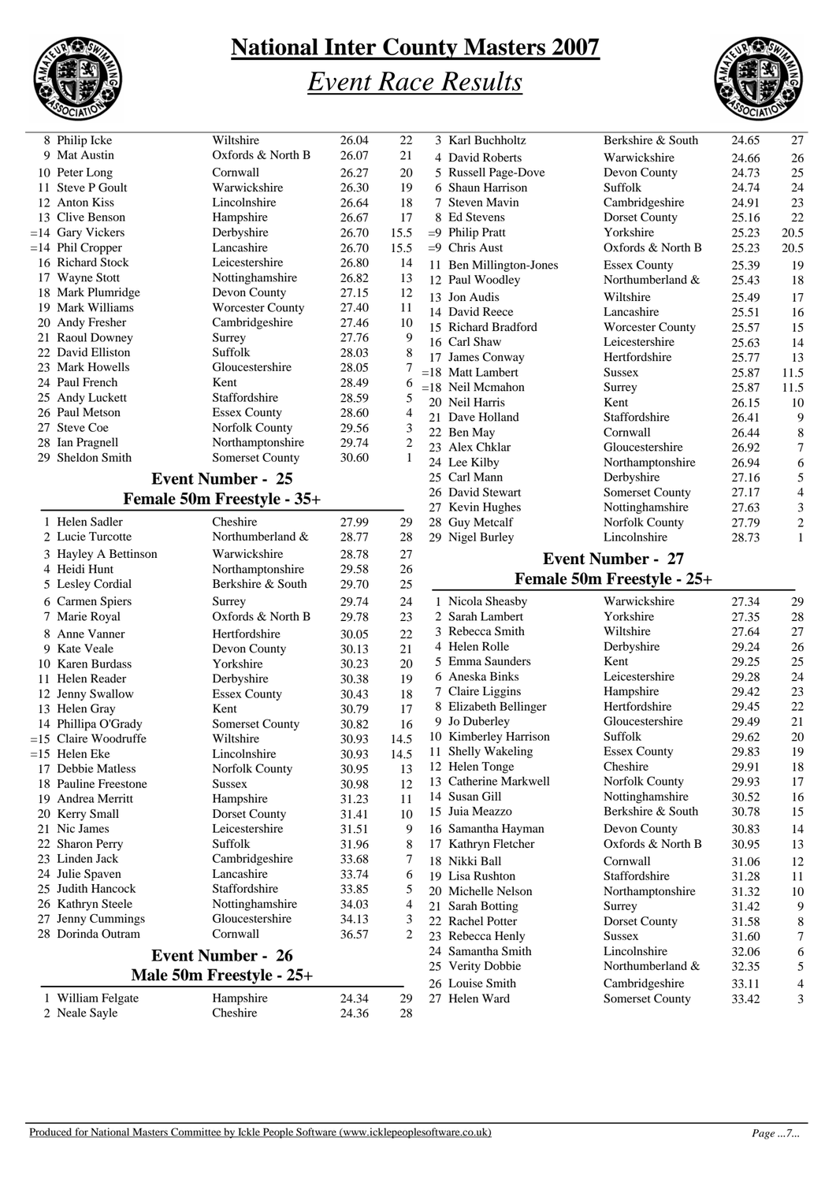# National Inter County Masters 2007

## *Event Race Results*

| Place | Name | County | Time | Points |
|---|---|---|---|---|
| 8 | Philip Icke | Wiltshire | 26.04 | 22 |
| 9 | Mat Austin | Oxfords & North B | 26.07 | 21 |
| 10 | Peter Long | Cornwall | 26.27 | 20 |
| 11 | Steve P Goult | Warwickshire | 26.30 | 19 |
| 12 | Anton Kiss | Lincolnshire | 26.64 | 18 |
| 13 | Clive Benson | Hampshire | 26.67 | 17 |
| =14 | Gary Vickers | Derbyshire | 26.70 | 15.5 |
| =14 | Phil Cropper | Lancashire | 26.70 | 15.5 |
| 16 | Richard Stock | Leicestershire | 26.80 | 14 |
| 17 | Wayne Stott | Nottinghamshire | 26.82 | 13 |
| 18 | Mark Plumridge | Devon County | 27.15 | 12 |
| 19 | Mark Williams | Worcester County | 27.40 | 11 |
| 20 | Andy Fresher | Cambridgeshire | 27.46 | 10 |
| 21 | Raoul Downey | Surrey | 27.76 | 9 |
| 22 | David Elliston | Suffolk | 28.03 | 8 |
| 23 | Mark Howells | Gloucestershire | 28.05 | 7 |
| 24 | Paul French | Kent | 28.49 | 6 |
| 25 | Andy Luckett | Staffordshire | 28.59 | 5 |
| 26 | Paul Metson | Essex County | 28.60 | 4 |
| 27 | Steve Coe | Norfolk County | 29.56 | 3 |
| 28 | Ian Pragnell | Northamptonshire | 29.74 | 2 |
| 29 | Sheldon Smith | Somerset County | 30.60 | 1 |

### Event Number - 25
### Female 50m Freestyle - 35+

| Place | Name | County | Time | Points |
|---|---|---|---|---|
| 1 | Helen Sadler | Cheshire | 27.99 | 29 |
| 2 | Lucie Turcotte | Northumberland & | 28.77 | 28 |
| 3 | Hayley A Bettinson | Warwickshire | 28.78 | 27 |
| 4 | Heidi Hunt | Northamptonshire | 29.58 | 26 |
| 5 | Lesley Cordial | Berkshire & South | 29.70 | 25 |
| 6 | Carmen Spiers | Surrey | 29.74 | 24 |
| 7 | Marie Royal | Oxfords & North B | 29.78 | 23 |
| 8 | Anne Vanner | Hertfordshire | 30.05 | 22 |
| 9 | Kate Veale | Devon County | 30.13 | 21 |
| 10 | Karen Burdass | Yorkshire | 30.23 | 20 |
| 11 | Helen Reader | Derbyshire | 30.38 | 19 |
| 12 | Jenny Swallow | Essex County | 30.43 | 18 |
| 13 | Helen Gray | Kent | 30.79 | 17 |
| 14 | Phillipa O'Grady | Somerset County | 30.82 | 16 |
| =15 | Claire Woodruffe | Wiltshire | 30.93 | 14.5 |
| =15 | Helen Eke | Lincolnshire | 30.93 | 14.5 |
| 17 | Debbie Matless | Norfolk County | 30.95 | 13 |
| 18 | Pauline Freestone | Sussex | 30.98 | 12 |
| 19 | Andrea Merritt | Hampshire | 31.23 | 11 |
| 20 | Kerry Small | Dorset County | 31.41 | 10 |
| 21 | Nic James | Leicestershire | 31.51 | 9 |
| 22 | Sharon Perry | Suffolk | 31.96 | 8 |
| 23 | Linden Jack | Cambridgeshire | 33.68 | 7 |
| 24 | Julie Spaven | Lancashire | 33.74 | 6 |
| 25 | Judith Hancock | Staffordshire | 33.85 | 5 |
| 26 | Kathryn Steele | Nottinghamshire | 34.03 | 4 |
| 27 | Jenny Cummings | Gloucestershire | 34.13 | 3 |
| 28 | Dorinda Outram | Cornwall | 36.57 | 2 |

### Event Number - 26
### Male 50m Freestyle - 25+

| Place | Name | County | Time | Points |
|---|---|---|---|---|
| 1 | William Felgate | Hampshire | 24.34 | 29 |
| 2 | Neale Sayle | Cheshire | 24.36 | 28 |
| 3 | Karl Buchholtz | Berkshire & South | 24.65 | 27 |
| 4 | David Roberts | Warwickshire | 24.66 | 26 |
| 5 | Russell Page-Dove | Devon County | 24.73 | 25 |
| 6 | Shaun Harrison | Suffolk | 24.74 | 24 |
| 7 | Steven Mavin | Cambridgeshire | 24.91 | 23 |
| 8 | Ed Stevens | Dorset County | 25.16 | 22 |
| =9 | Philip Pratt | Yorkshire | 25.23 | 20.5 |
| =9 | Chris Aust | Oxfords & North B | 25.23 | 20.5 |
| 11 | Ben Millington-Jones | Essex County | 25.39 | 19 |
| 12 | Paul Woodley | Northumberland & | 25.43 | 18 |
| 13 | Jon Audis | Wiltshire | 25.49 | 17 |
| 14 | David Reece | Lancashire | 25.51 | 16 |
| 15 | Richard Bradford | Worcester County | 25.57 | 15 |
| 16 | Carl Shaw | Leicestershire | 25.63 | 14 |
| 17 | James Conway | Hertfordshire | 25.77 | 13 |
| =18 | Matt Lambert | Sussex | 25.87 | 11.5 |
| =18 | Neil Mcmahon | Surrey | 25.87 | 11.5 |
| 20 | Neil Harris | Kent | 26.15 | 10 |
| 21 | Dave Holland | Staffordshire | 26.41 | 9 |
| 22 | Ben May | Cornwall | 26.44 | 8 |
| 23 | Alex Chklar | Gloucestershire | 26.92 | 7 |
| 24 | Lee Kilby | Northamptonshire | 26.94 | 6 |
| 25 | Carl Mann | Derbyshire | 27.16 | 5 |
| 26 | David Stewart | Somerset County | 27.17 | 4 |
| 27 | Kevin Hughes | Nottinghamshire | 27.63 | 3 |
| 28 | Guy Metcalf | Norfolk County | 27.79 | 2 |
| 29 | Nigel Burley | Lincolnshire | 28.73 | 1 |

### Event Number - 27
### Female 50m Freestyle - 25+

| Place | Name | County | Time | Points |
|---|---|---|---|---|
| 1 | Nicola Sheasby | Warwickshire | 27.34 | 29 |
| 2 | Sarah Lambert | Yorkshire | 27.35 | 28 |
| 3 | Rebecca Smith | Wiltshire | 27.64 | 27 |
| 4 | Helen Rolle | Derbyshire | 29.24 | 26 |
| 5 | Emma Saunders | Kent | 29.25 | 25 |
| 6 | Aneska Binks | Leicestershire | 29.28 | 24 |
| 7 | Claire Liggins | Hampshire | 29.42 | 23 |
| 8 | Elizabeth Bellinger | Hertfordshire | 29.45 | 22 |
| 9 | Jo Duberley | Gloucestershire | 29.49 | 21 |
| 10 | Kimberley Harrison | Suffolk | 29.62 | 20 |
| 11 | Shelly Wakeling | Essex County | 29.83 | 19 |
| 12 | Helen Tonge | Cheshire | 29.91 | 18 |
| 13 | Catherine Markwell | Norfolk County | 29.93 | 17 |
| 14 | Susan Gill | Nottinghamshire | 30.52 | 16 |
| 15 | Juia Meazzo | Berkshire & South | 30.78 | 15 |
| 16 | Samantha Hayman | Devon County | 30.83 | 14 |
| 17 | Kathryn Fletcher | Oxfords & North B | 30.95 | 13 |
| 18 | Nikki Ball | Cornwall | 31.06 | 12 |
| 19 | Lisa Rushton | Staffordshire | 31.28 | 11 |
| 20 | Michelle Nelson | Northamptonshire | 31.32 | 10 |
| 21 | Sarah Botting | Surrey | 31.42 | 9 |
| 22 | Rachel Potter | Dorset County | 31.58 | 8 |
| 23 | Rebecca Henly | Sussex | 31.60 | 7 |
| 24 | Samantha Smith | Lincolnshire | 32.06 | 6 |
| 25 | Verity Dobbie | Northumberland & | 32.35 | 5 |
| 26 | Louise Smith | Cambridgeshire | 33.11 | 4 |
| 27 | Helen Ward | Somerset County | 33.42 | 3 |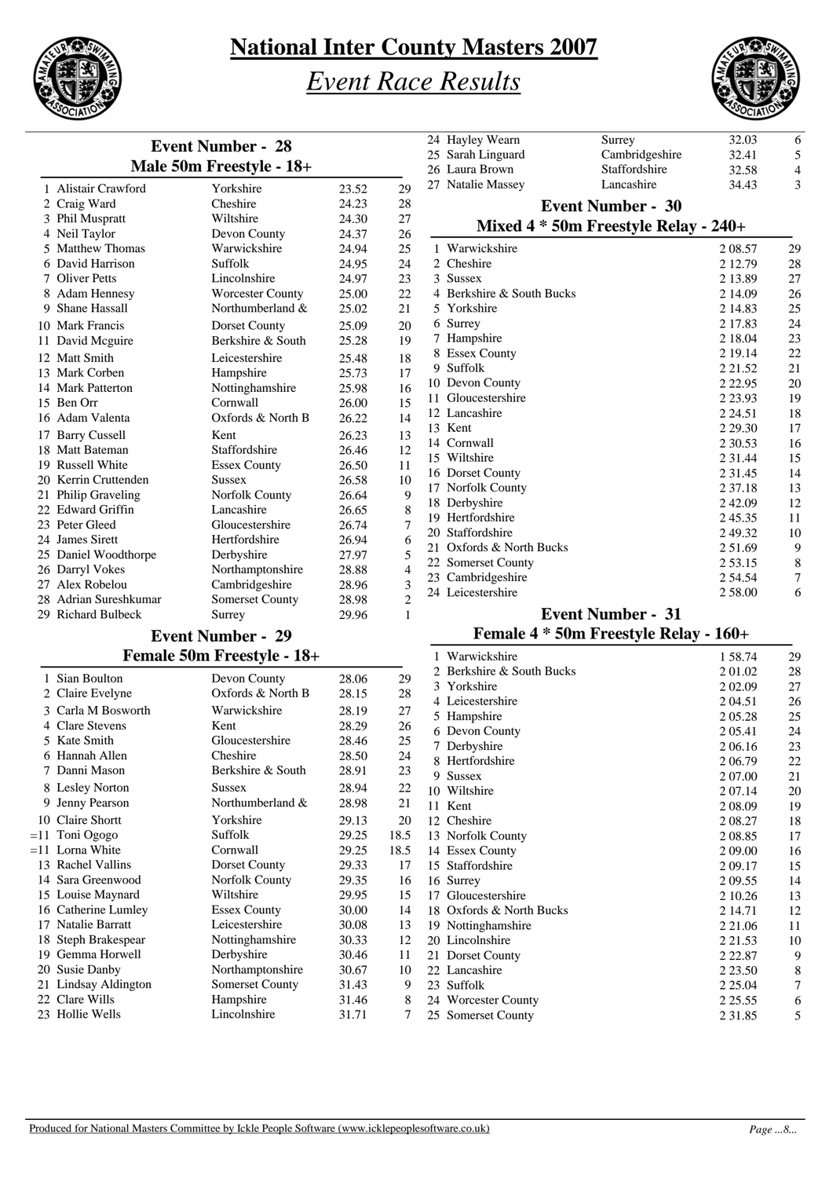# National Inter County Masters 2007

## *Event Race Results*

### Event Number - 28
### Male 50m Freestyle - 18+

| | | | | |
|---|---|---|---|---|
| 1 | Alistair Crawford | Yorkshire | 23.52 | 29 |
| 2 | Craig Ward | Cheshire | 24.23 | 28 |
| 3 | Phil Muspratt | Wiltshire | 24.30 | 27 |
| 4 | Neil Taylor | Devon County | 24.37 | 26 |
| 5 | Matthew Thomas | Warwickshire | 24.94 | 25 |
| 6 | David Harrison | Suffolk | 24.95 | 24 |
| 7 | Oliver Petts | Lincolnshire | 24.97 | 23 |
| 8 | Adam Hennesy | Worcester County | 25.00 | 22 |
| 9 | Shane Hassall | Northumberland & | 25.02 | 21 |
| 10 | Mark Francis | Dorset County | 25.09 | 20 |
| 11 | David Mcguire | Berkshire & South | 25.28 | 19 |
| 12 | Matt Smith | Leicestershire | 25.48 | 18 |
| 13 | Mark Corben | Hampshire | 25.73 | 17 |
| 14 | Mark Patterton | Nottinghamshire | 25.98 | 16 |
| 15 | Ben Orr | Cornwall | 26.00 | 15 |
| 16 | Adam Valenta | Oxfords & North B | 26.22 | 14 |
| 17 | Barry Cussell | Kent | 26.23 | 13 |
| 18 | Matt Bateman | Staffordshire | 26.46 | 12 |
| 19 | Russell White | Essex County | 26.50 | 11 |
| 20 | Kerrin Cruttenden | Sussex | 26.58 | 10 |
| 21 | Philip Graveling | Norfolk County | 26.64 | 9 |
| 22 | Edward Griffin | Lancashire | 26.65 | 8 |
| 23 | Peter Gleed | Gloucestershire | 26.74 | 7 |
| 24 | James Sirett | Hertfordshire | 26.94 | 6 |
| 25 | Daniel Woodthorpe | Derbyshire | 27.97 | 5 |
| 26 | Darryl Vokes | Northamptonshire | 28.88 | 4 |
| 27 | Alex Robelou | Cambridgeshire | 28.96 | 3 |
| 28 | Adrian Sureshkumar | Somerset County | 28.98 | 2 |
| 29 | Richard Bulbeck | Surrey | 29.96 | 1 |

### Event Number - 29
### Female 50m Freestyle - 18+

| | | | | |
|---|---|---|---|---|
| 1 | Sian Boulton | Devon County | 28.06 | 29 |
| 2 | Claire Evelyne | Oxfords & North B | 28.15 | 28 |
| 3 | Carla M Bosworth | Warwickshire | 28.19 | 27 |
| 4 | Clare Stevens | Kent | 28.29 | 26 |
| 5 | Kate Smith | Gloucestershire | 28.46 | 25 |
| 6 | Hannah Allen | Cheshire | 28.50 | 24 |
| 7 | Danni Mason | Berkshire & South | 28.91 | 23 |
| 8 | Lesley Norton | Sussex | 28.94 | 22 |
| 9 | Jenny Pearson | Northumberland & | 28.98 | 21 |
| 10 | Claire Shortt | Yorkshire | 29.13 | 20 |
| =11 | Toni Ogogo | Suffolk | 29.25 | 18.5 |
| =11 | Lorna White | Cornwall | 29.25 | 18.5 |
| 13 | Rachel Vallins | Dorset County | 29.33 | 17 |
| 14 | Sara Greenwood | Norfolk County | 29.35 | 16 |
| 15 | Louise Maynard | Wiltshire | 29.95 | 15 |
| 16 | Catherine Lumley | Essex County | 30.00 | 14 |
| 17 | Natalie Barratt | Leicestershire | 30.08 | 13 |
| 18 | Steph Brakespear | Nottinghamshire | 30.33 | 12 |
| 19 | Gemma Horwell | Derbyshire | 30.46 | 11 |
| 20 | Susie Danby | Northamptonshire | 30.67 | 10 |
| 21 | Lindsay Aldington | Somerset County | 31.43 | 9 |
| 22 | Clare Wills | Hampshire | 31.46 | 8 |
| 23 | Hollie Wells | Lincolnshire | 31.71 | 7 |
| 24 | Hayley Wearn | Surrey | 32.03 | 6 |
| 25 | Sarah Linguard | Cambridgeshire | 32.41 | 5 |
| 26 | Laura Brown | Staffordshire | 32.58 | 4 |
| 27 | Natalie Massey | Lancashire | 34.43 | 3 |

### Event Number - 30
### Mixed 4 * 50m Freestyle Relay - 240+

| | | | |
|---|---|---|---|
| 1 | Warwickshire | 2 08.57 | 29 |
| 2 | Cheshire | 2 12.79 | 28 |
| 3 | Sussex | 2 13.89 | 27 |
| 4 | Berkshire & South Bucks | 2 14.09 | 26 |
| 5 | Yorkshire | 2 14.83 | 25 |
| 6 | Surrey | 2 17.83 | 24 |
| 7 | Hampshire | 2 18.04 | 23 |
| 8 | Essex County | 2 19.14 | 22 |
| 9 | Suffolk | 2 21.52 | 21 |
| 10 | Devon County | 2 22.95 | 20 |
| 11 | Gloucestershire | 2 23.93 | 19 |
| 12 | Lancashire | 2 24.51 | 18 |
| 13 | Kent | 2 29.30 | 17 |
| 14 | Cornwall | 2 30.53 | 16 |
| 15 | Wiltshire | 2 31.44 | 15 |
| 16 | Dorset County | 2 31.45 | 14 |
| 17 | Norfolk County | 2 37.18 | 13 |
| 18 | Derbyshire | 2 42.09 | 12 |
| 19 | Hertfordshire | 2 45.35 | 11 |
| 20 | Staffordshire | 2 49.32 | 10 |
| 21 | Oxfords & North Bucks | 2 51.69 | 9 |
| 22 | Somerset County | 2 53.15 | 8 |
| 23 | Cambridgeshire | 2 54.54 | 7 |
| 24 | Leicestershire | 2 58.00 | 6 |

### Event Number - 31
### Female 4 * 50m Freestyle Relay - 160+

| | | | |
|---|---|---|---|
| 1 | Warwickshire | 1 58.74 | 29 |
| 2 | Berkshire & South Bucks | 2 01.02 | 28 |
| 3 | Yorkshire | 2 02.09 | 27 |
| 4 | Leicestershire | 2 04.51 | 26 |
| 5 | Hampshire | 2 05.28 | 25 |
| 6 | Devon County | 2 05.41 | 24 |
| 7 | Derbyshire | 2 06.16 | 23 |
| 8 | Hertfordshire | 2 06.79 | 22 |
| 9 | Sussex | 2 07.00 | 21 |
| 10 | Wiltshire | 2 07.14 | 20 |
| 11 | Kent | 2 08.09 | 19 |
| 12 | Cheshire | 2 08.27 | 18 |
| 13 | Norfolk County | 2 08.85 | 17 |
| 14 | Essex County | 2 09.00 | 16 |
| 15 | Staffordshire | 2 09.17 | 15 |
| 16 | Surrey | 2 09.55 | 14 |
| 17 | Gloucestershire | 2 10.26 | 13 |
| 18 | Oxfords & North Bucks | 2 14.71 | 12 |
| 19 | Nottinghamshire | 2 21.06 | 11 |
| 20 | Lincolnshire | 2 21.53 | 10 |
| 21 | Dorset County | 2 22.87 | 9 |
| 22 | Lancashire | 2 23.50 | 8 |
| 23 | Suffolk | 2 25.04 | 7 |
| 24 | Worcester County | 2 25.55 | 6 |
| 25 | Somerset County | 2 31.85 | 5 |

Produced for National Masters Committee by Ickle People Software (www.icklepeoplesoftware.co.uk)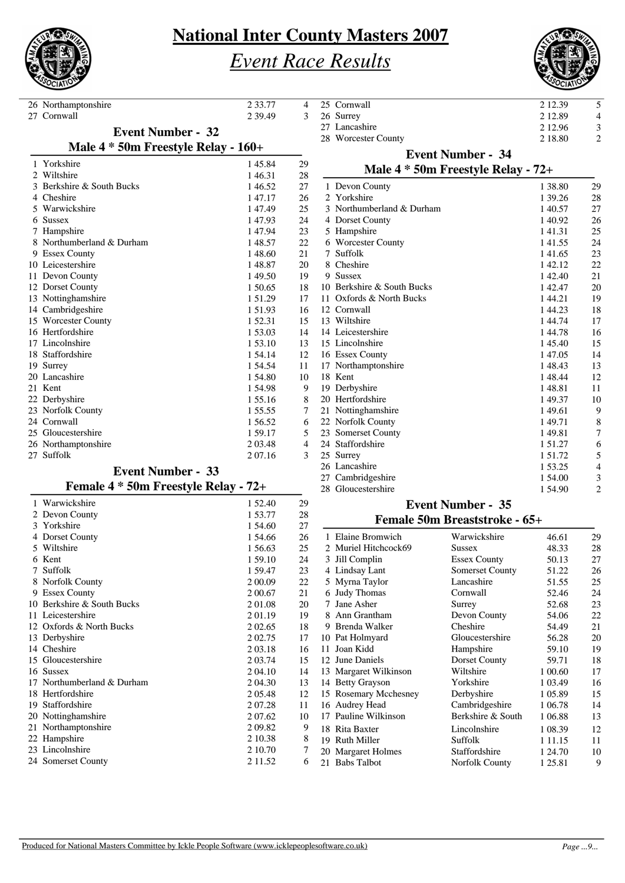# National Inter County Masters 2007

## *Event Race Results*

| | | | |
|---|---|---|---|
| 26 | Northamptonshire | 2 33.77 | 4 |
| 27 | Cornwall | 2 39.49 | 3 |

### Event Number - 32
### Male 4 * 50m Freestyle Relay - 160+

| | | | |
|---|---|---|---|
| 1 | Yorkshire | 1 45.84 | 29 |
| 2 | Wiltshire | 1 46.31 | 28 |
| 3 | Berkshire & South Bucks | 1 46.52 | 27 |
| 4 | Cheshire | 1 47.17 | 26 |
| 5 | Warwickshire | 1 47.49 | 25 |
| 6 | Sussex | 1 47.93 | 24 |
| 7 | Hampshire | 1 47.94 | 23 |
| 8 | Northumberland & Durham | 1 48.57 | 22 |
| 9 | Essex County | 1 48.60 | 21 |
| 10 | Leicestershire | 1 48.87 | 20 |
| 11 | Devon County | 1 49.50 | 19 |
| 12 | Dorset County | 1 50.65 | 18 |
| 13 | Nottinghamshire | 1 51.29 | 17 |
| 14 | Cambridgeshire | 1 51.93 | 16 |
| 15 | Worcester County | 1 52.31 | 15 |
| 16 | Hertfordshire | 1 53.03 | 14 |
| 17 | Lincolnshire | 1 53.10 | 13 |
| 18 | Staffordshire | 1 54.14 | 12 |
| 19 | Surrey | 1 54.54 | 11 |
| 20 | Lancashire | 1 54.80 | 10 |
| 21 | Kent | 1 54.98 | 9 |
| 22 | Derbyshire | 1 55.16 | 8 |
| 23 | Norfolk County | 1 55.55 | 7 |
| 24 | Cornwall | 1 56.52 | 6 |
| 25 | Gloucestershire | 1 59.17 | 5 |
| 26 | Northamptonshire | 2 03.48 | 4 |
| 27 | Suffolk | 2 07.16 | 3 |

### Event Number - 33
### Female 4 * 50m Freestyle Relay - 72+

| | | | |
|---|---|---|---|
| 1 | Warwickshire | 1 52.40 | 29 |
| 2 | Devon County | 1 53.77 | 28 |
| 3 | Yorkshire | 1 54.60 | 27 |
| 4 | Dorset County | 1 54.66 | 26 |
| 5 | Wiltshire | 1 56.63 | 25 |
| 6 | Kent | 1 59.10 | 24 |
| 7 | Suffolk | 1 59.47 | 23 |
| 8 | Norfolk County | 2 00.09 | 22 |
| 9 | Essex County | 2 00.67 | 21 |
| 10 | Berkshire & South Bucks | 2 01.08 | 20 |
| 11 | Leicestershire | 2 01.19 | 19 |
| 12 | Oxfords & North Bucks | 2 02.65 | 18 |
| 13 | Derbyshire | 2 02.75 | 17 |
| 14 | Cheshire | 2 03.18 | 16 |
| 15 | Gloucestershire | 2 03.74 | 15 |
| 16 | Sussex | 2 04.10 | 14 |
| 17 | Northumberland & Durham | 2 04.30 | 13 |
| 18 | Hertfordshire | 2 05.48 | 12 |
| 19 | Staffordshire | 2 07.28 | 11 |
| 20 | Nottinghamshire | 2 07.62 | 10 |
| 21 | Northamptonshire | 2 09.82 | 9 |
| 22 | Hampshire | 2 10.38 | 8 |
| 23 | Lincolnshire | 2 10.70 | 7 |
| 24 | Somerset County | 2 11.52 | 6 |
| 25 | Cornwall | 2 12.39 | 5 |
| 26 | Surrey | 2 12.89 | 4 |
| 27 | Lancashire | 2 12.96 | 3 |
| 28 | Worcester County | 2 18.80 | 2 |

### Event Number - 34
### Male 4 * 50m Freestyle Relay - 72+

| | | | |
|---|---|---|---|
| 1 | Devon County | 1 38.80 | 29 |
| 2 | Yorkshire | 1 39.26 | 28 |
| 3 | Northumberland & Durham | 1 40.57 | 27 |
| 4 | Dorset County | 1 40.92 | 26 |
| 5 | Hampshire | 1 41.31 | 25 |
| 6 | Worcester County | 1 41.55 | 24 |
| 7 | Suffolk | 1 41.65 | 23 |
| 8 | Cheshire | 1 42.12 | 22 |
| 9 | Sussex | 1 42.40 | 21 |
| 10 | Berkshire & South Bucks | 1 42.47 | 20 |
| 11 | Oxfords & North Bucks | 1 44.21 | 19 |
| 12 | Cornwall | 1 44.23 | 18 |
| 13 | Wiltshire | 1 44.74 | 17 |
| 14 | Leicestershire | 1 44.78 | 16 |
| 15 | Lincolnshire | 1 45.40 | 15 |
| 16 | Essex County | 1 47.05 | 14 |
| 17 | Northamptonshire | 1 48.43 | 13 |
| 18 | Kent | 1 48.44 | 12 |
| 19 | Derbyshire | 1 48.81 | 11 |
| 20 | Hertfordshire | 1 49.37 | 10 |
| 21 | Nottinghamshire | 1 49.61 | 9 |
| 22 | Norfolk County | 1 49.71 | 8 |
| 23 | Somerset County | 1 49.81 | 7 |
| 24 | Staffordshire | 1 51.27 | 6 |
| 25 | Surrey | 1 51.72 | 5 |
| 26 | Lancashire | 1 53.25 | 4 |
| 27 | Cambridgeshire | 1 54.00 | 3 |
| 28 | Gloucestershire | 1 54.90 | 2 |

### Event Number - 35
### Female 50m Breaststroke - 65+

| | | | | |
|---|---|---|---|---|
| 1 | Elaine Bromwich | Warwickshire | 46.61 | 29 |
| 2 | Muriel Hitchcock69 | Sussex | 48.33 | 28 |
| 3 | Jill Complin | Essex County | 50.13 | 27 |
| 4 | Lindsay Lant | Somerset County | 51.22 | 26 |
| 5 | Myrna Taylor | Lancashire | 51.55 | 25 |
| 6 | Judy Thomas | Cornwall | 52.46 | 24 |
| 7 | Jane Asher | Surrey | 52.68 | 23 |
| 8 | Ann Grantham | Devon County | 54.06 | 22 |
| 9 | Brenda Walker | Cheshire | 54.49 | 21 |
| 10 | Pat Holmyard | Gloucestershire | 56.28 | 20 |
| 11 | Joan Kidd | Hampshire | 59.10 | 19 |
| 12 | June Daniels | Dorset County | 59.71 | 18 |
| 13 | Margaret Wilkinson | Wiltshire | 1 00.60 | 17 |
| 14 | Betty Grayson | Yorkshire | 1 03.49 | 16 |
| 15 | Rosemary Mcchesney | Derbyshire | 1 05.89 | 15 |
| 16 | Audrey Head | Cambridgeshire | 1 06.78 | 14 |
| 17 | Pauline Wilkinson | Berkshire & South | 1 06.88 | 13 |
| 18 | Rita Baxter | Lincolnshire | 1 08.39 | 12 |
| 19 | Ruth Miller | Suffolk | 1 11.15 | 11 |
| 20 | Margaret Holmes | Staffordshire | 1 24.70 | 10 |
| 21 | Babs Talbot | Norfolk County | 1 25.81 | 9 |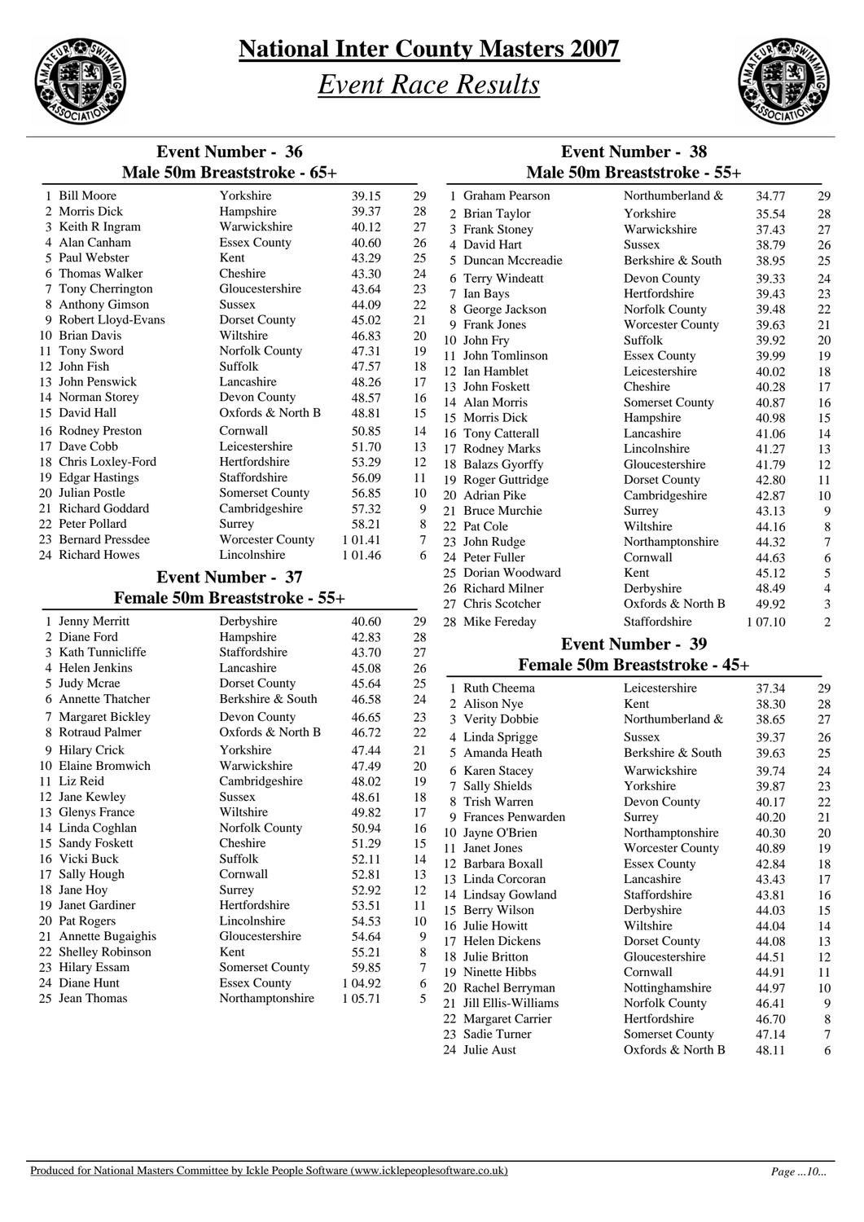# National Inter County Masters 2007

## *Event Race Results*

### Event Number - 36
### Male 50m Breaststroke - 65+

| Pos | Name | County | Time | Points |
|---|---|---|---|---|
| 1 | Bill Moore | Yorkshire | 39.15 | 29 |
| 2 | Morris Dick | Hampshire | 39.37 | 28 |
| 3 | Keith R Ingram | Warwickshire | 40.12 | 27 |
| 4 | Alan Canham | Essex County | 40.60 | 26 |
| 5 | Paul Webster | Kent | 43.29 | 25 |
| 6 | Thomas Walker | Cheshire | 43.30 | 24 |
| 7 | Tony Cherrington | Gloucestershire | 43.64 | 23 |
| 8 | Anthony Gimson | Sussex | 44.09 | 22 |
| 9 | Robert Lloyd-Evans | Dorset County | 45.02 | 21 |
| 10 | Brian Davis | Wiltshire | 46.83 | 20 |
| 11 | Tony Sword | Norfolk County | 47.31 | 19 |
| 12 | John Fish | Suffolk | 47.57 | 18 |
| 13 | John Penswick | Lancashire | 48.26 | 17 |
| 14 | Norman Storey | Devon County | 48.57 | 16 |
| 15 | David Hall | Oxfords & North B | 48.81 | 15 |
| 16 | Rodney Preston | Cornwall | 50.85 | 14 |
| 17 | Dave Cobb | Leicestershire | 51.70 | 13 |
| 18 | Chris Loxley-Ford | Hertfordshire | 53.29 | 12 |
| 19 | Edgar Hastings | Staffordshire | 56.09 | 11 |
| 20 | Julian Postle | Somerset County | 56.85 | 10 |
| 21 | Richard Goddard | Cambridgeshire | 57.32 | 9 |
| 22 | Peter Pollard | Surrey | 58.21 | 8 |
| 23 | Bernard Pressdee | Worcester County | 1 01.41 | 7 |
| 24 | Richard Howes | Lincolnshire | 1 01.46 | 6 |

### Event Number - 37
### Female 50m Breaststroke - 55+

| Pos | Name | County | Time | Points |
|---|---|---|---|---|
| 1 | Jenny Merritt | Derbyshire | 40.60 | 29 |
| 2 | Diane Ford | Hampshire | 42.83 | 28 |
| 3 | Kath Tunnicliffe | Staffordshire | 43.70 | 27 |
| 4 | Helen Jenkins | Lancashire | 45.08 | 26 |
| 5 | Judy Mcrae | Dorset County | 45.64 | 25 |
| 6 | Annette Thatcher | Berkshire & South | 46.58 | 24 |
| 7 | Margaret Bickley | Devon County | 46.65 | 23 |
| 8 | Rotraud Palmer | Oxfords & North B | 46.72 | 22 |
| 9 | Hilary Crick | Yorkshire | 47.44 | 21 |
| 10 | Elaine Bromwich | Warwickshire | 47.49 | 20 |
| 11 | Liz Reid | Cambridgeshire | 48.02 | 19 |
| 12 | Jane Kewley | Sussex | 48.61 | 18 |
| 13 | Glenys France | Wiltshire | 49.82 | 17 |
| 14 | Linda Coghlan | Norfolk County | 50.94 | 16 |
| 15 | Sandy Foskett | Cheshire | 51.29 | 15 |
| 16 | Vicki Buck | Suffolk | 52.11 | 14 |
| 17 | Sally Hough | Cornwall | 52.81 | 13 |
| 18 | Jane Hoy | Surrey | 52.92 | 12 |
| 19 | Janet Gardiner | Hertfordshire | 53.51 | 11 |
| 20 | Pat Rogers | Lincolnshire | 54.53 | 10 |
| 21 | Annette Bugaighis | Gloucestershire | 54.64 | 9 |
| 22 | Shelley Robinson | Kent | 55.21 | 8 |
| 23 | Hilary Essam | Somerset County | 59.85 | 7 |
| 24 | Diane Hunt | Essex County | 1 04.92 | 6 |
| 25 | Jean Thomas | Northamptonshire | 1 05.71 | 5 |

### Event Number - 38
### Male 50m Breaststroke - 55+

| Pos | Name | County | Time | Points |
|---|---|---|---|---|
| 1 | Graham Pearson | Northumberland & | 34.77 | 29 |
| 2 | Brian Taylor | Yorkshire | 35.54 | 28 |
| 3 | Frank Stoney | Warwickshire | 37.43 | 27 |
| 4 | David Hart | Sussex | 38.79 | 26 |
| 5 | Duncan Mccreadie | Berkshire & South | 38.95 | 25 |
| 6 | Terry Windeatt | Devon County | 39.33 | 24 |
| 7 | Ian Bays | Hertfordshire | 39.43 | 23 |
| 8 | George Jackson | Norfolk County | 39.48 | 22 |
| 9 | Frank Jones | Worcester County | 39.63 | 21 |
| 10 | John Fry | Suffolk | 39.92 | 20 |
| 11 | John Tomlinson | Essex County | 39.99 | 19 |
| 12 | Ian Hamblet | Leicestershire | 40.02 | 18 |
| 13 | John Foskett | Cheshire | 40.28 | 17 |
| 14 | Alan Morris | Somerset County | 40.87 | 16 |
| 15 | Morris Dick | Hampshire | 40.98 | 15 |
| 16 | Tony Catterall | Lancashire | 41.06 | 14 |
| 17 | Rodney Marks | Lincolnshire | 41.27 | 13 |
| 18 | Balazs Gyorffy | Gloucestershire | 41.79 | 12 |
| 19 | Roger Guttridge | Dorset County | 42.80 | 11 |
| 20 | Adrian Pike | Cambridgeshire | 42.87 | 10 |
| 21 | Bruce Murchie | Surrey | 43.13 | 9 |
| 22 | Pat Cole | Wiltshire | 44.16 | 8 |
| 23 | John Rudge | Northamptonshire | 44.32 | 7 |
| 24 | Peter Fuller | Cornwall | 44.63 | 6 |
| 25 | Dorian Woodward | Kent | 45.12 | 5 |
| 26 | Richard Milner | Derbyshire | 48.49 | 4 |
| 27 | Chris Scotcher | Oxfords & North B | 49.92 | 3 |
| 28 | Mike Fereday | Staffordshire | 1 07.10 | 2 |

### Event Number - 39
### Female 50m Breaststroke - 45+

| Pos | Name | County | Time | Points |
|---|---|---|---|---|
| 1 | Ruth Cheema | Leicestershire | 37.34 | 29 |
| 2 | Alison Nye | Kent | 38.30 | 28 |
| 3 | Verity Dobbie | Northumberland & | 38.65 | 27 |
| 4 | Linda Sprigge | Sussex | 39.37 | 26 |
| 5 | Amanda Heath | Berkshire & South | 39.63 | 25 |
| 6 | Karen Stacey | Warwickshire | 39.74 | 24 |
| 7 | Sally Shields | Yorkshire | 39.87 | 23 |
| 8 | Trish Warren | Devon County | 40.17 | 22 |
| 9 | Frances Penwarden | Surrey | 40.20 | 21 |
| 10 | Jayne O'Brien | Northamptonshire | 40.30 | 20 |
| 11 | Janet Jones | Worcester County | 40.89 | 19 |
| 12 | Barbara Boxall | Essex County | 42.84 | 18 |
| 13 | Linda Corcoran | Lancashire | 43.43 | 17 |
| 14 | Lindsay Gowland | Staffordshire | 43.81 | 16 |
| 15 | Berry Wilson | Derbyshire | 44.03 | 15 |
| 16 | Julie Howitt | Wiltshire | 44.04 | 14 |
| 17 | Helen Dickens | Dorset County | 44.08 | 13 |
| 18 | Julie Britton | Gloucestershire | 44.51 | 12 |
| 19 | Ninette Hibbs | Cornwall | 44.91 | 11 |
| 20 | Rachel Berryman | Nottinghamshire | 44.97 | 10 |
| 21 | Jill Ellis-Williams | Norfolk County | 46.41 | 9 |
| 22 | Margaret Carrier | Hertfordshire | 46.70 | 8 |
| 23 | Sadie Turner | Somerset County | 47.14 | 7 |
| 24 | Julie Aust | Oxfords & North B | 48.11 | 6 |

Produced for National Masters Committee by Ickle People Software (www.icklepeoplesoftware.co.uk)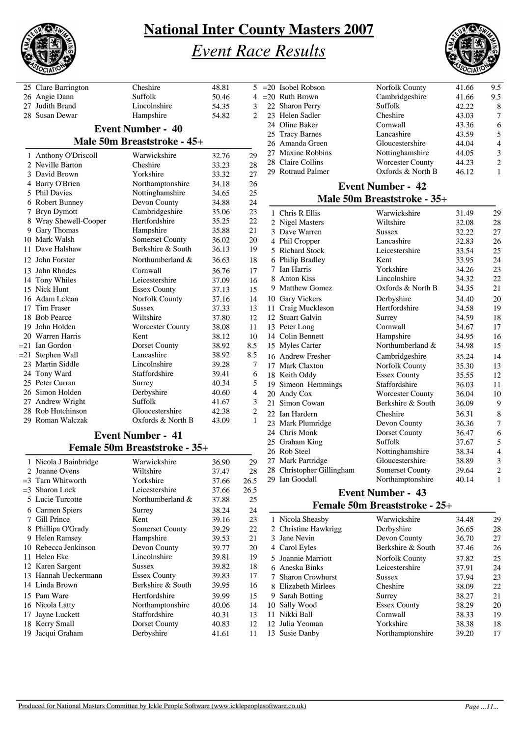# National Inter County Masters 2007

## *Event Race Results*

| Pos | Name | County | Time | Points |
|---|---|---|---|---|
| 25 | Clare Barrington | Cheshire | 48.81 | 5 |
| 26 | Angie Dann | Suffolk | 50.46 | 4 |
| 27 | Judith Brand | Lincolnshire | 54.35 | 3 |
| 28 | Susan Dewar | Hampshire | 54.82 | 2 |

### Event Number - 40
### Male 50m Breaststroke - 45+

| Pos | Name | County | Time | Points |
|---|---|---|---|---|
| 1 | Anthony O'Driscoll | Warwickshire | 32.76 | 29 |
| 2 | Neville Barton | Cheshire | 33.23 | 28 |
| 3 | David Brown | Yorkshire | 33.32 | 27 |
| 4 | Barry O'Brien | Northamptonshire | 34.18 | 26 |
| 5 | Phil Davies | Nottinghamshire | 34.65 | 25 |
| 6 | Robert Bunney | Devon County | 34.88 | 24 |
| 7 | Bryn Dymott | Cambridgeshire | 35.06 | 23 |
| 8 | Wray Shewell-Cooper | Hertfordshire | 35.25 | 22 |
| 9 | Gary Thomas | Hampshire | 35.88 | 21 |
| 10 | Mark Walsh | Somerset County | 36.02 | 20 |
| 11 | Dave Halshaw | Berkshire & South | 36.13 | 19 |
| 12 | John Forster | Northumberland & | 36.63 | 18 |
| 13 | John Rhodes | Cornwall | 36.76 | 17 |
| 14 | Tony Whiles | Leicestershire | 37.09 | 16 |
| 15 | Nick Hunt | Essex County | 37.13 | 15 |
| 16 | Adam Lelean | Norfolk County | 37.16 | 14 |
| 17 | Tim Fraser | Sussex | 37.33 | 13 |
| 18 | Bob Pearce | Wiltshire | 37.80 | 12 |
| 19 | John Holden | Worcester County | 38.08 | 11 |
| 20 | Warren Harris | Kent | 38.12 | 10 |
| =21 | Ian Gordon | Dorset County | 38.92 | 8.5 |
| =21 | Stephen Wall | Lancashire | 38.92 | 8.5 |
| 23 | Martin Siddle | Lincolnshire | 39.28 | 7 |
| 24 | Tony Ward | Staffordshire | 39.41 | 6 |
| 25 | Peter Curran | Surrey | 40.34 | 5 |
| 26 | Simon Holden | Derbyshire | 40.60 | 4 |
| 27 | Andrew Wright | Suffolk | 41.67 | 3 |
| 28 | Rob Hutchinson | Gloucestershire | 42.38 | 2 |
| 29 | Roman Walczak | Oxfords & North B | 43.09 | 1 |

### Event Number - 41
### Female 50m Breaststroke - 35+

| Pos | Name | County | Time | Points |
|---|---|---|---|---|
| 1 | Nicola J Bainbridge | Warwickshire | 36.90 | 29 |
| 2 | Joanne Ovens | Wiltshire | 37.47 | 28 |
| =3 | Tarn Whitworth | Yorkshire | 37.66 | 26.5 |
| =3 | Sharon Lock | Leicestershire | 37.66 | 26.5 |
| 5 | Lucie Turcotte | Northumberland & | 37.88 | 25 |
| 6 | Carmen Spiers | Surrey | 38.24 | 24 |
| 7 | Gill Prince | Kent | 39.16 | 23 |
| 8 | Phillipa O'Grady | Somerset County | 39.29 | 22 |
| 9 | Helen Ramsey | Hampshire | 39.53 | 21 |
| 10 | Rebecca Jenkinson | Devon County | 39.77 | 20 |
| 11 | Helen Eke | Lincolnshire | 39.81 | 19 |
| 12 | Karen Sargent | Sussex | 39.82 | 18 |
| 13 | Hannah Ueckermann | Essex County | 39.83 | 17 |
| 14 | Linda Brown | Berkshire & South | 39.95 | 16 |
| 15 | Pam Ware | Hertfordshire | 39.99 | 15 |
| 16 | Nicola Latty | Northamptonshire | 40.06 | 14 |
| 17 | Jayne Luckett | Staffordshire | 40.31 | 13 |
| 18 | Kerry Small | Dorset County | 40.83 | 12 |
| 19 | Jacqui Graham | Derbyshire | 41.61 | 11 |
| =20 | Isobel Robson | Norfolk County | 41.66 | 9.5 |
| =20 | Ruth Brown | Cambridgeshire | 41.66 | 9.5 |
| 22 | Sharon Perry | Suffolk | 42.22 | 8 |
| 23 | Helen Sadler | Cheshire | 43.03 | 7 |
| 24 | Oline Baker | Cornwall | 43.36 | 6 |
| 25 | Tracy Barnes | Lancashire | 43.59 | 5 |
| 26 | Amanda Green | Gloucestershire | 44.04 | 4 |
| 27 | Maxine Robbins | Nottinghamshire | 44.05 | 3 |
| 28 | Claire Collins | Worcester County | 44.23 | 2 |
| 29 | Rotraud Palmer | Oxfords & North B | 46.12 | 1 |

### Event Number - 42
### Male 50m Breaststroke - 35+

| Pos | Name | County | Time | Points |
|---|---|---|---|---|
| 1 | Chris R Ellis | Warwickshire | 31.49 | 29 |
| 2 | Nigel Masters | Wiltshire | 32.08 | 28 |
| 3 | Dave Warren | Sussex | 32.22 | 27 |
| 4 | Phil Cropper | Lancashire | 32.83 | 26 |
| 5 | Richard Stock | Leicestershire | 33.32 | 25 |
| 6 | Philip Bradley | Kent | 33.95 | 24 |
| 7 | Ian Harris | Yorkshire | 34.26 | 23 |
| 8 | Anton Kiss | Lincolnshire | 34.32 | 22 |
| 9 | Matthew Gomez | Oxfords & North B | 34.35 | 21 |
| 10 | Gary Vickers | Derbyshire | 34.40 | 20 |
| 11 | Craig Muckleson | Hertfordshire | 34.58 | 19 |
| 12 | Stuart Galvin | Surrey | 34.59 | 18 |
| 13 | Peter Long | Cornwall | 34.67 | 17 |
| 14 | Colin Bennett | Hampshire | 34.95 | 16 |
| 15 | Myles Carter | Northumberland & | 34.98 | 15 |
| 16 | Andrew Fresher | Cambridgeshire | 35.24 | 14 |
| 17 | Mark Claxton | Norfolk County | 35.30 | 13 |
| 18 | Keith Oddy | Essex County | 35.55 | 12 |
| 19 | Simeon Hemmings | Staffordshire | 36.03 | 11 |
| 20 | Andy Cox | Worcester County | 36.04 | 10 |
| 21 | Simon Cowan | Berkshire & South | 36.09 | 9 |
| 22 | Ian Hardern | Cheshire | 36.31 | 8 |
| 23 | Mark Plumridge | Devon County | 36.36 | 7 |
| 24 | Chris Monk | Dorset County | 36.47 | 6 |
| 25 | Graham King | Suffolk | 37.67 | 5 |
| 26 | Rob Steel | Nottinghamshire | 38.34 | 4 |
| 27 | Mark Partridge | Gloucestershire | 38.89 | 3 |
| 28 | Christopher Gillingham | Somerset County | 39.64 | 2 |
| 29 | Ian Goodall | Northamptonshire | 40.14 | 1 |

### Event Number - 43
### Female 50m Breaststroke - 25+

| Pos | Name | County | Time | Points |
|---|---|---|---|---|
| 1 | Nicola Sheasby | Warwickshire | 34.48 | 29 |
| 2 | Christine Hawkrigg | Derbyshire | 36.65 | 28 |
| 3 | Jane Nevin | Devon County | 36.70 | 27 |
| 4 | Carol Eyles | Berkshire & South | 37.46 | 26 |
| 5 | Joannie Marriott | Norfolk County | 37.82 | 25 |
| 6 | Aneska Binks | Leicestershire | 37.91 | 24 |
| 7 | Sharon Crowhurst | Sussex | 37.94 | 23 |
| 8 | Elizabeth Mirlees | Cheshire | 38.09 | 22 |
| 9 | Sarah Botting | Surrey | 38.27 | 21 |
| 10 | Sally Wood | Essex County | 38.29 | 20 |
| 11 | Nikki Ball | Cornwall | 38.33 | 19 |
| 12 | Julia Yeoman | Yorkshire | 38.38 | 18 |
| 13 | Susie Danby | Northamptonshire | 39.20 | 17 |

Produced for National Masters Committee by Ickle People Software (www.icklepeoplesoftware.co.uk)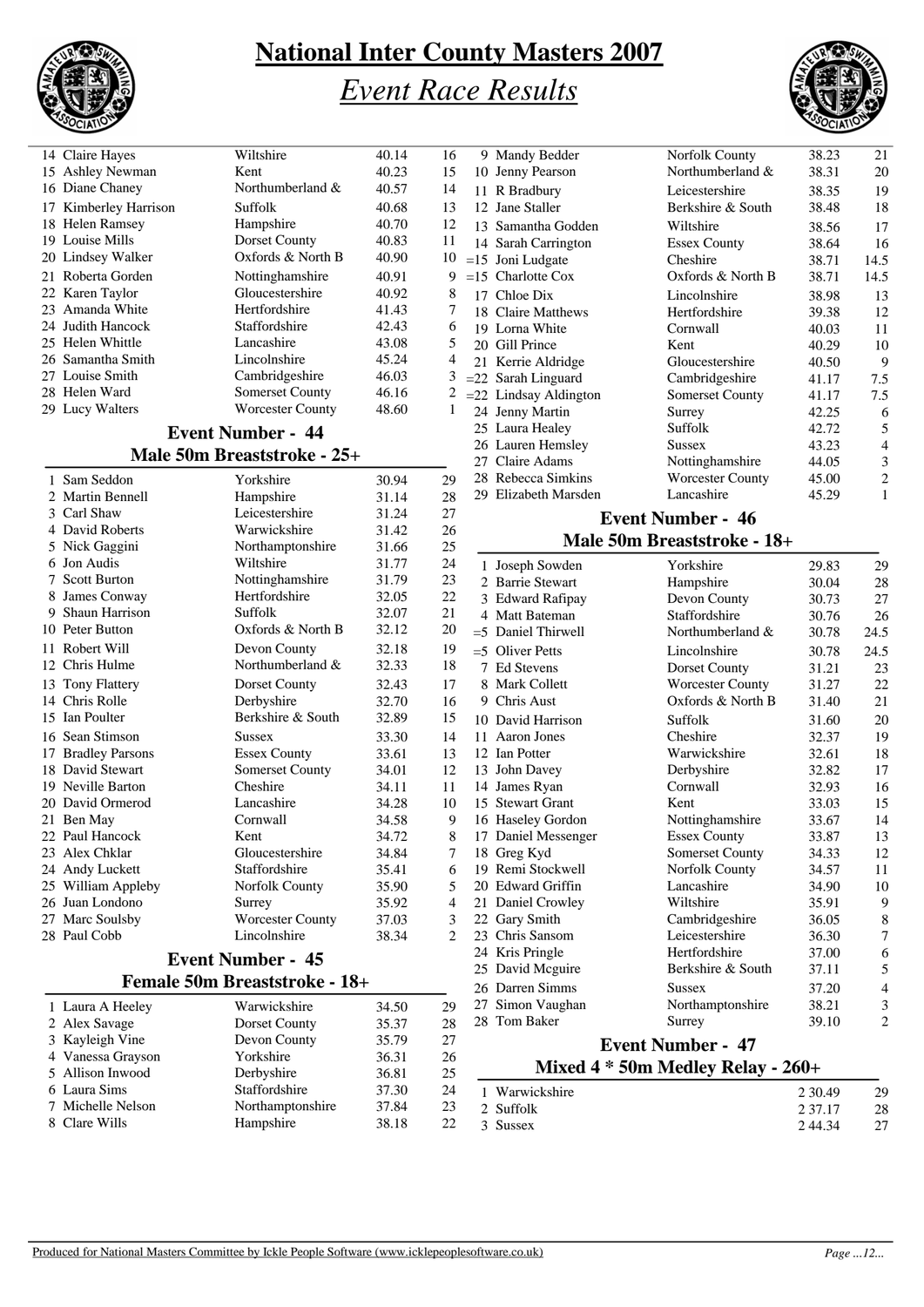# National Inter County Masters 2007

## *Event Race Results*

| | | | | |
|---|---|---|---|---|
| 14 | Claire Hayes | Wiltshire | 40.14 | 16 |
| 15 | Ashley Newman | Kent | 40.23 | 15 |
| 16 | Diane Chaney | Northumberland & | 40.57 | 14 |
| 17 | Kimberley Harrison | Suffolk | 40.68 | 13 |
| 18 | Helen Ramsey | Hampshire | 40.70 | 12 |
| 19 | Louise Mills | Dorset County | 40.83 | 11 |
| 20 | Lindsey Walker | Oxfords & North B | 40.90 | 10 |
| 21 | Roberta Gorden | Nottinghamshire | 40.91 | 9 |
| 22 | Karen Taylor | Gloucestershire | 40.92 | 8 |
| 23 | Amanda White | Hertfordshire | 41.43 | 7 |
| 24 | Judith Hancock | Staffordshire | 42.43 | 6 |
| 25 | Helen Whittle | Lancashire | 43.08 | 5 |
| 26 | Samantha Smith | Lincolnshire | 45.24 | 4 |
| 27 | Louise Smith | Cambridgeshire | 46.03 | 3 |
| 28 | Helen Ward | Somerset County | 46.16 | 2 |
| 29 | Lucy Walters | Worcester County | 48.60 | 1 |

### Event Number - 44
### Male 50m Breaststroke - 25+

| | | | | |
|---|---|---|---|---|
| 1 | Sam Seddon | Yorkshire | 30.94 | 29 |
| 2 | Martin Bennell | Hampshire | 31.14 | 28 |
| 3 | Carl Shaw | Leicestershire | 31.24 | 27 |
| 4 | David Roberts | Warwickshire | 31.42 | 26 |
| 5 | Nick Gaggini | Northamptonshire | 31.66 | 25 |
| 6 | Jon Audis | Wiltshire | 31.77 | 24 |
| 7 | Scott Burton | Nottinghamshire | 31.79 | 23 |
| 8 | James Conway | Hertfordshire | 32.05 | 22 |
| 9 | Shaun Harrison | Suffolk | 32.07 | 21 |
| 10 | Peter Button | Oxfords & North B | 32.12 | 20 |
| 11 | Robert Will | Devon County | 32.18 | 19 |
| 12 | Chris Hulme | Northumberland & | 32.33 | 18 |
| 13 | Tony Flattery | Dorset County | 32.43 | 17 |
| 14 | Chris Rolle | Derbyshire | 32.70 | 16 |
| 15 | Ian Poulter | Berkshire & South | 32.89 | 15 |
| 16 | Sean Stimson | Sussex | 33.30 | 14 |
| 17 | Bradley Parsons | Essex County | 33.61 | 13 |
| 18 | David Stewart | Somerset County | 34.01 | 12 |
| 19 | Neville Barton | Cheshire | 34.11 | 11 |
| 20 | David Ormerod | Lancashire | 34.28 | 10 |
| 21 | Ben May | Cornwall | 34.58 | 9 |
| 22 | Paul Hancock | Kent | 34.72 | 8 |
| 23 | Alex Chklar | Gloucestershire | 34.84 | 7 |
| 24 | Andy Luckett | Staffordshire | 35.41 | 6 |
| 25 | William Appleby | Norfolk County | 35.90 | 5 |
| 26 | Juan Londono | Surrey | 35.92 | 4 |
| 27 | Marc Soulsby | Worcester County | 37.03 | 3 |
| 28 | Paul Cobb | Lincolnshire | 38.34 | 2 |

### Event Number - 45
### Female 50m Breaststroke - 18+

| | | | | |
|---|---|---|---|---|
| 1 | Laura A Heeley | Warwickshire | 34.50 | 29 |
| 2 | Alex Savage | Dorset County | 35.37 | 28 |
| 3 | Kayleigh Vine | Devon County | 35.79 | 27 |
| 4 | Vanessa Grayson | Yorkshire | 36.31 | 26 |
| 5 | Allison Inwood | Derbyshire | 36.81 | 25 |
| 6 | Laura Sims | Staffordshire | 37.30 | 24 |
| 7 | Michelle Nelson | Northamptonshire | 37.84 | 23 |
| 8 | Clare Wills | Hampshire | 38.18 | 22 |
| 9 | Mandy Bedder | Norfolk County | 38.23 | 21 |
| 10 | Jenny Pearson | Northumberland & | 38.31 | 20 |
| 11 | R Bradbury | Leicestershire | 38.35 | 19 |
| 12 | Jane Staller | Berkshire & South | 38.48 | 18 |
| 13 | Samantha Godden | Wiltshire | 38.56 | 17 |
| 14 | Sarah Carrington | Essex County | 38.64 | 16 |
| =15 | Joni Ludgate | Cheshire | 38.71 | 14.5 |
| =15 | Charlotte Cox | Oxfords & North B | 38.71 | 14.5 |
| 17 | Chloe Dix | Lincolnshire | 38.98 | 13 |
| 18 | Claire Matthews | Hertfordshire | 39.38 | 12 |
| 19 | Lorna White | Cornwall | 40.03 | 11 |
| 20 | Gill Prince | Kent | 40.29 | 10 |
| 21 | Kerrie Aldridge | Gloucestershire | 40.50 | 9 |
| =22 | Sarah Linguard | Cambridgeshire | 41.17 | 7.5 |
| =22 | Lindsay Aldington | Somerset County | 41.17 | 7.5 |
| 24 | Jenny Martin | Surrey | 42.25 | 6 |
| 25 | Laura Healey | Suffolk | 42.72 | 5 |
| 26 | Lauren Hemsley | Sussex | 43.23 | 4 |
| 27 | Claire Adams | Nottinghamshire | 44.05 | 3 |
| 28 | Rebecca Simkins | Worcester County | 45.00 | 2 |
| 29 | Elizabeth Marsden | Lancashire | 45.29 | 1 |

### Event Number - 46
### Male 50m Breaststroke - 18+

| | | | | |
|---|---|---|---|---|
| 1 | Joseph Sowden | Yorkshire | 29.83 | 29 |
| 2 | Barrie Stewart | Hampshire | 30.04 | 28 |
| 3 | Edward Rafipay | Devon County | 30.73 | 27 |
| 4 | Matt Bateman | Staffordshire | 30.76 | 26 |
| =5 | Daniel Thirwell | Northumberland & | 30.78 | 24.5 |
| =5 | Oliver Petts | Lincolnshire | 30.78 | 24.5 |
| 7 | Ed Stevens | Dorset County | 31.21 | 23 |
| 8 | Mark Collett | Worcester County | 31.27 | 22 |
| 9 | Chris Aust | Oxfords & North B | 31.40 | 21 |
| 10 | David Harrison | Suffolk | 31.60 | 20 |
| 11 | Aaron Jones | Cheshire | 32.37 | 19 |
| 12 | Ian Potter | Warwickshire | 32.61 | 18 |
| 13 | John Davey | Derbyshire | 32.82 | 17 |
| 14 | James Ryan | Cornwall | 32.93 | 16 |
| 15 | Stewart Grant | Kent | 33.03 | 15 |
| 16 | Haseley Gordon | Nottinghamshire | 33.67 | 14 |
| 17 | Daniel Messenger | Essex County | 33.87 | 13 |
| 18 | Greg Kyd | Somerset County | 34.33 | 12 |
| 19 | Remi Stockwell | Norfolk County | 34.57 | 11 |
| 20 | Edward Griffin | Lancashire | 34.90 | 10 |
| 21 | Daniel Crowley | Wiltshire | 35.91 | 9 |
| 22 | Gary Smith | Cambridgeshire | 36.05 | 8 |
| 23 | Chris Sansom | Leicestershire | 36.30 | 7 |
| 24 | Kris Pringle | Hertfordshire | 37.00 | 6 |
| 25 | David Mcguire | Berkshire & South | 37.11 | 5 |
| 26 | Darren Simms | Sussex | 37.20 | 4 |
| 27 | Simon Vaughan | Northamptonshire | 38.21 | 3 |
| 28 | Tom Baker | Surrey | 39.10 | 2 |

### Event Number - 47
### Mixed 4 * 50m Medley Relay - 260+

| | | | |
|---|---|---|---|
| 1 | Warwickshire | 2 30.49 | 29 |
| 2 | Suffolk | 2 37.17 | 28 |
| 3 | Sussex | 2 44.34 | 27 |

Produced for National Masters Committee by Ickle People Software (www.icklepeoplesoftware.co.uk)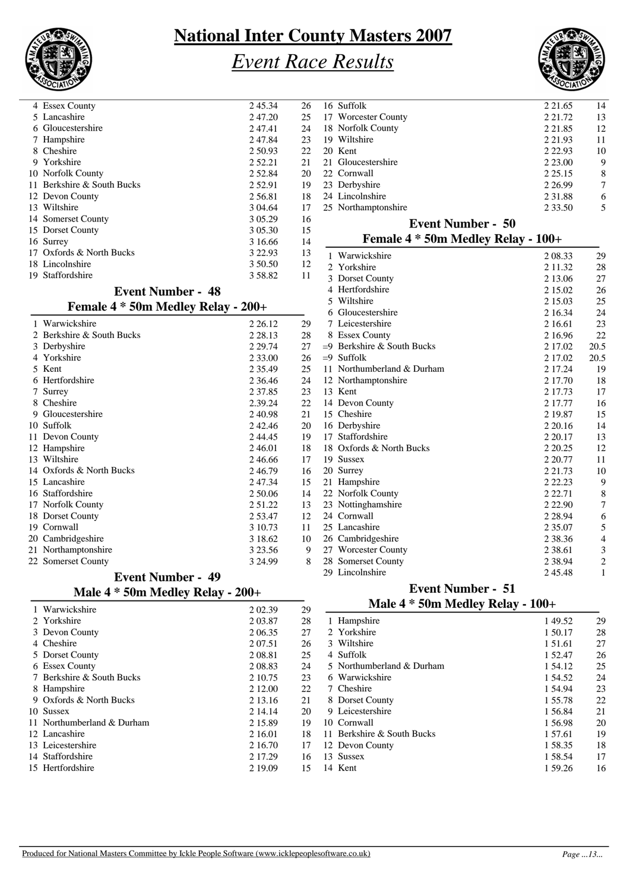# National Inter County Masters 2007

## *Event Race Results*

| | | | |
|---|---|---|---|
| 4 | Essex County | 2 45.34 | 26 |
| 5 | Lancashire | 2 47.20 | 25 |
| 6 | Gloucestershire | 2 47.41 | 24 |
| 7 | Hampshire | 2 47.84 | 23 |
| 8 | Cheshire | 2 50.93 | 22 |
| 9 | Yorkshire | 2 52.21 | 21 |
| 10 | Norfolk County | 2 52.84 | 20 |
| 11 | Berkshire & South Bucks | 2 52.91 | 19 |
| 12 | Devon County | 2 56.81 | 18 |
| 13 | Wiltshire | 3 04.64 | 17 |
| 14 | Somerset County | 3 05.29 | 16 |
| 15 | Dorset County | 3 05.30 | 15 |
| 16 | Surrey | 3 16.66 | 14 |
| 17 | Oxfords & North Bucks | 3 22.93 | 13 |
| 18 | Lincolnshire | 3 50.50 | 12 |
| 19 | Staffordshire | 3 58.82 | 11 |

### Event Number - 48
### Female 4 * 50m Medley Relay - 200+

| | | | |
|---|---|---|---|
| 1 | Warwickshire | 2 26.12 | 29 |
| 2 | Berkshire & South Bucks | 2 28.13 | 28 |
| 3 | Derbyshire | 2 29.74 | 27 |
| 4 | Yorkshire | 2 33.00 | 26 |
| 5 | Kent | 2 35.49 | 25 |
| 6 | Hertfordshire | 2 36.46 | 24 |
| 7 | Surrey | 2 37.85 | 23 |
| 8 | Cheshire | 2.39.24 | 22 |
| 9 | Gloucestershire | 2 40.98 | 21 |
| 10 | Suffolk | 2 42.46 | 20 |
| 11 | Devon County | 2 44.45 | 19 |
| 12 | Hampshire | 2 46.01 | 18 |
| 13 | Wiltshire | 2 46.66 | 17 |
| 14 | Oxfords & North Bucks | 2 46.79 | 16 |
| 15 | Lancashire | 2 47.34 | 15 |
| 16 | Staffordshire | 2 50.06 | 14 |
| 17 | Norfolk County | 2 51.22 | 13 |
| 18 | Dorset County | 2 53.47 | 12 |
| 19 | Cornwall | 3 10.73 | 11 |
| 20 | Cambridgeshire | 3 18.62 | 10 |
| 21 | Northamptonshire | 3 23.56 | 9 |
| 22 | Somerset County | 3 24.99 | 8 |

### Event Number - 49
### Male 4 * 50m Medley Relay - 200+

| | | | |
|---|---|---|---|
| 1 | Warwickshire | 2 02.39 | 29 |
| 2 | Yorkshire | 2 03.87 | 28 |
| 3 | Devon County | 2 06.35 | 27 |
| 4 | Cheshire | 2 07.51 | 26 |
| 5 | Dorset County | 2 08.81 | 25 |
| 6 | Essex County | 2 08.83 | 24 |
| 7 | Berkshire & South Bucks | 2 10.75 | 23 |
| 8 | Hampshire | 2 12.00 | 22 |
| 9 | Oxfords & North Bucks | 2 13.16 | 21 |
| 10 | Sussex | 2 14.14 | 20 |
| 11 | Northumberland & Durham | 2 15.89 | 19 |
| 12 | Lancashire | 2 16.01 | 18 |
| 13 | Leicestershire | 2 16.70 | 17 |
| 14 | Staffordshire | 2 17.29 | 16 |
| 15 | Hertfordshire | 2 19.09 | 15 |
| 16 | Suffolk | 2 21.65 | 14 |
| 17 | Worcester County | 2 21.72 | 13 |
| 18 | Norfolk County | 2 21.85 | 12 |
| 19 | Wiltshire | 2 21.93 | 11 |
| 20 | Kent | 2 22.93 | 10 |
| 21 | Gloucestershire | 2 23.00 | 9 |
| 22 | Cornwall | 2 25.15 | 8 |
| 23 | Derbyshire | 2 26.99 | 7 |
| 24 | Lincolnshire | 2 31.88 | 6 |
| 25 | Northamptonshire | 2 33.50 | 5 |

### Event Number - 50
### Female 4 * 50m Medley Relay - 100+

| | | | |
|---|---|---|---|
| 1 | Warwickshire | 2 08.33 | 29 |
| 2 | Yorkshire | 2 11.32 | 28 |
| 3 | Dorset County | 2 13.06 | 27 |
| 4 | Hertfordshire | 2 15.02 | 26 |
| 5 | Wiltshire | 2 15.03 | 25 |
| 6 | Gloucestershire | 2 16.34 | 24 |
| 7 | Leicestershire | 2 16.61 | 23 |
| 8 | Essex County | 2 16.96 | 22 |
| =9 | Berkshire & South Bucks | 2 17.02 | 20.5 |
| =9 | Suffolk | 2 17.02 | 20.5 |
| 11 | Northumberland & Durham | 2 17.24 | 19 |
| 12 | Northamptonshire | 2 17.70 | 18 |
| 13 | Kent | 2 17.73 | 17 |
| 14 | Devon County | 2 17.77 | 16 |
| 15 | Cheshire | 2 19.87 | 15 |
| 16 | Derbyshire | 2 20.16 | 14 |
| 17 | Staffordshire | 2 20.17 | 13 |
| 18 | Oxfords & North Bucks | 2 20.25 | 12 |
| 19 | Sussex | 2 20.77 | 11 |
| 20 | Surrey | 2 21.73 | 10 |
| 21 | Hampshire | 2 22.23 | 9 |
| 22 | Norfolk County | 2 22.71 | 8 |
| 23 | Nottinghamshire | 2 22.90 | 7 |
| 24 | Cornwall | 2 28.94 | 6 |
| 25 | Lancashire | 2 35.07 | 5 |
| 26 | Cambridgeshire | 2 38.36 | 4 |
| 27 | Worcester County | 2 38.61 | 3 |
| 28 | Somerset County | 2 38.94 | 2 |
| 29 | Lincolnshire | 2 45.48 | 1 |

### Event Number - 51
### Male 4 * 50m Medley Relay - 100+

| | | | |
|---|---|---|---|
| 1 | Hampshire | 1 49.52 | 29 |
| 2 | Yorkshire | 1 50.17 | 28 |
| 3 | Wiltshire | 1 51.61 | 27 |
| 4 | Suffolk | 1 52.47 | 26 |
| 5 | Northumberland & Durham | 1 54.12 | 25 |
| 6 | Warwickshire | 1 54.52 | 24 |
| 7 | Cheshire | 1 54.94 | 23 |
| 8 | Dorset County | 1 55.78 | 22 |
| 9 | Leicestershire | 1 56.84 | 21 |
| 10 | Cornwall | 1 56.98 | 20 |
| 11 | Berkshire & South Bucks | 1 57.61 | 19 |
| 12 | Devon County | 1 58.35 | 18 |
| 13 | Sussex | 1 58.54 | 17 |
| 14 | Kent | 1 59.26 | 16 |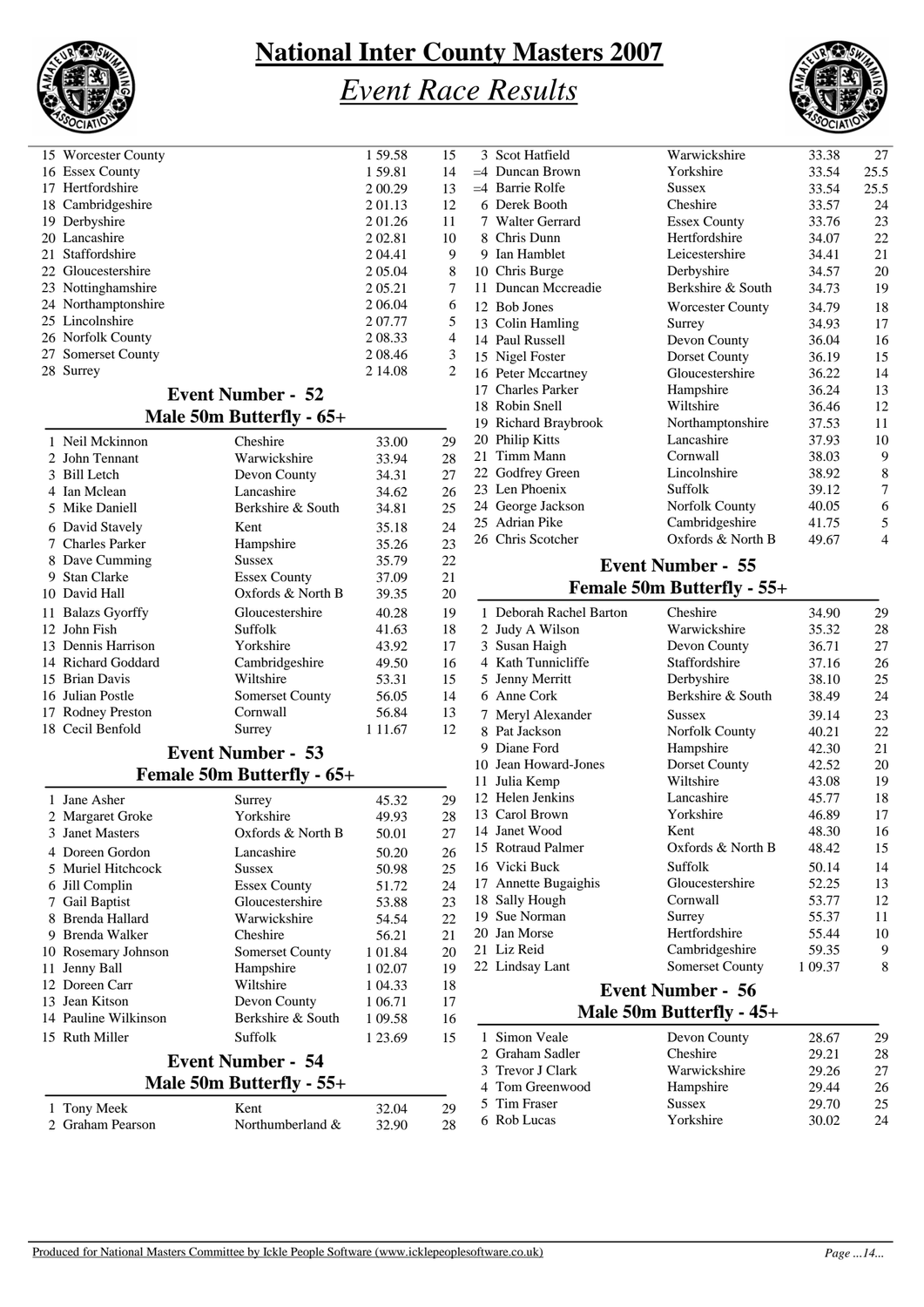# National Inter County Masters 2007

## *Event Race Results*

| Pos | Team | Time | Points |
|---|---|---|---|
| 15 | Worcester County | 1 59.58 | 15 |
| 16 | Essex County | 1 59.81 | 14 |
| 17 | Hertfordshire | 2 00.29 | 13 |
| 18 | Cambridgeshire | 2 01.13 | 12 |
| 19 | Derbyshire | 2 01.26 | 11 |
| 20 | Lancashire | 2 02.81 | 10 |
| 21 | Staffordshire | 2 04.41 | 9 |
| 22 | Gloucestershire | 2 05.04 | 8 |
| 23 | Nottinghamshire | 2 05.21 | 7 |
| 24 | Northamptonshire | 2 06.04 | 6 |
| 25 | Lincolnshire | 2 07.77 | 5 |
| 26 | Norfolk County | 2 08.33 | 4 |
| 27 | Somerset County | 2 08.46 | 3 |
| 28 | Surrey | 2 14.08 | 2 |

### Event Number - 52
### Male 50m Butterfly - 65+

| Pos | Name | County | Time | Points |
|---|---|---|---|---|
| 1 | Neil Mckinnon | Cheshire | 33.00 | 29 |
| 2 | John Tennant | Warwickshire | 33.94 | 28 |
| 3 | Bill Letch | Devon County | 34.31 | 27 |
| 4 | Ian Mclean | Lancashire | 34.62 | 26 |
| 5 | Mike Daniell | Berkshire & South | 34.81 | 25 |
| 6 | David Stavely | Kent | 35.18 | 24 |
| 7 | Charles Parker | Hampshire | 35.26 | 23 |
| 8 | Dave Cumming | Sussex | 35.79 | 22 |
| 9 | Stan Clarke | Essex County | 37.09 | 21 |
| 10 | David Hall | Oxfords & North B | 39.35 | 20 |
| 11 | Balazs Gyorffy | Gloucestershire | 40.28 | 19 |
| 12 | John Fish | Suffolk | 41.63 | 18 |
| 13 | Dennis Harrison | Yorkshire | 43.92 | 17 |
| 14 | Richard Goddard | Cambridgeshire | 49.50 | 16 |
| 15 | Brian Davis | Wiltshire | 53.31 | 15 |
| 16 | Julian Postle | Somerset County | 56.05 | 14 |
| 17 | Rodney Preston | Cornwall | 56.84 | 13 |
| 18 | Cecil Benfold | Surrey | 1 11.67 | 12 |

### Event Number - 53
### Female 50m Butterfly - 65+

| Pos | Name | County | Time | Points |
|---|---|---|---|---|
| 1 | Jane Asher | Surrey | 45.32 | 29 |
| 2 | Margaret Groke | Yorkshire | 49.93 | 28 |
| 3 | Janet Masters | Oxfords & North B | 50.01 | 27 |
| 4 | Doreen Gordon | Lancashire | 50.20 | 26 |
| 5 | Muriel Hitchcock | Sussex | 50.98 | 25 |
| 6 | Jill Complin | Essex County | 51.72 | 24 |
| 7 | Gail Baptist | Gloucestershire | 53.88 | 23 |
| 8 | Brenda Hallard | Warwickshire | 54.54 | 22 |
| 9 | Brenda Walker | Cheshire | 56.21 | 21 |
| 10 | Rosemary Johnson | Somerset County | 1 01.84 | 20 |
| 11 | Jenny Ball | Hampshire | 1 02.07 | 19 |
| 12 | Doreen Carr | Wiltshire | 1 04.33 | 18 |
| 13 | Jean Kitson | Devon County | 1 06.71 | 17 |
| 14 | Pauline Wilkinson | Berkshire & South | 1 09.58 | 16 |
| 15 | Ruth Miller | Suffolk | 1 23.69 | 15 |

### Event Number - 54
### Male 50m Butterfly - 55+

| Pos | Name | County | Time | Points |
|---|---|---|---|---|
| 1 | Tony Meek | Kent | 32.04 | 29 |
| 2 | Graham Pearson | Northumberland & | 32.90 | 28 |
| 3 | Scot Hatfield | Warwickshire | 33.38 | 27 |
| =4 | Duncan Brown | Yorkshire | 33.54 | 25.5 |
| =4 | Barrie Rolfe | Sussex | 33.54 | 25.5 |
| 6 | Derek Booth | Cheshire | 33.57 | 24 |
| 7 | Walter Gerrard | Essex County | 33.76 | 23 |
| 8 | Chris Dunn | Hertfordshire | 34.07 | 22 |
| 9 | Ian Hamblet | Leicestershire | 34.41 | 21 |
| 10 | Chris Burge | Derbyshire | 34.57 | 20 |
| 11 | Duncan Mccreadie | Berkshire & South | 34.73 | 19 |
| 12 | Bob Jones | Worcester County | 34.79 | 18 |
| 13 | Colin Hamling | Surrey | 34.93 | 17 |
| 14 | Paul Russell | Devon County | 36.04 | 16 |
| 15 | Nigel Foster | Dorset County | 36.19 | 15 |
| 16 | Peter Mccartney | Gloucestershire | 36.22 | 14 |
| 17 | Charles Parker | Hampshire | 36.24 | 13 |
| 18 | Robin Snell | Wiltshire | 36.46 | 12 |
| 19 | Richard Braybrook | Northamptonshire | 37.53 | 11 |
| 20 | Philip Kitts | Lancashire | 37.93 | 10 |
| 21 | Timm Mann | Cornwall | 38.03 | 9 |
| 22 | Godfrey Green | Lincolnshire | 38.92 | 8 |
| 23 | Len Phoenix | Suffolk | 39.12 | 7 |
| 24 | George Jackson | Norfolk County | 40.05 | 6 |
| 25 | Adrian Pike | Cambridgeshire | 41.75 | 5 |
| 26 | Chris Scotcher | Oxfords & North B | 49.67 | 4 |

### Event Number - 55
### Female 50m Butterfly - 55+

| Pos | Name | County | Time | Points |
|---|---|---|---|---|
| 1 | Deborah Rachel Barton | Cheshire | 34.90 | 29 |
| 2 | Judy A Wilson | Warwickshire | 35.32 | 28 |
| 3 | Susan Haigh | Devon County | 36.71 | 27 |
| 4 | Kath Tunnicliffe | Staffordshire | 37.16 | 26 |
| 5 | Jenny Merritt | Derbyshire | 38.10 | 25 |
| 6 | Anne Cork | Berkshire & South | 38.49 | 24 |
| 7 | Meryl Alexander | Sussex | 39.14 | 23 |
| 8 | Pat Jackson | Norfolk County | 40.21 | 22 |
| 9 | Diane Ford | Hampshire | 42.30 | 21 |
| 10 | Jean Howard-Jones | Dorset County | 42.52 | 20 |
| 11 | Julia Kemp | Wiltshire | 43.08 | 19 |
| 12 | Helen Jenkins | Lancashire | 45.77 | 18 |
| 13 | Carol Brown | Yorkshire | 46.89 | 17 |
| 14 | Janet Wood | Kent | 48.30 | 16 |
| 15 | Rotraud Palmer | Oxfords & North B | 48.42 | 15 |
| 16 | Vicki Buck | Suffolk | 50.14 | 14 |
| 17 | Annette Bugaighis | Gloucestershire | 52.25 | 13 |
| 18 | Sally Hough | Cornwall | 53.77 | 12 |
| 19 | Sue Norman | Surrey | 55.37 | 11 |
| 20 | Jan Morse | Hertfordshire | 55.44 | 10 |
| 21 | Liz Reid | Cambridgeshire | 59.35 | 9 |
| 22 | Lindsay Lant | Somerset County | 1 09.37 | 8 |

### Event Number - 56
### Male 50m Butterfly - 45+

| Pos | Name | County | Time | Points |
|---|---|---|---|---|
| 1 | Simon Veale | Devon County | 28.67 | 29 |
| 2 | Graham Sadler | Cheshire | 29.21 | 28 |
| 3 | Trevor J Clark | Warwickshire | 29.26 | 27 |
| 4 | Tom Greenwood | Hampshire | 29.44 | 26 |
| 5 | Tim Fraser | Sussex | 29.70 | 25 |
| 6 | Rob Lucas | Yorkshire | 30.02 | 24 |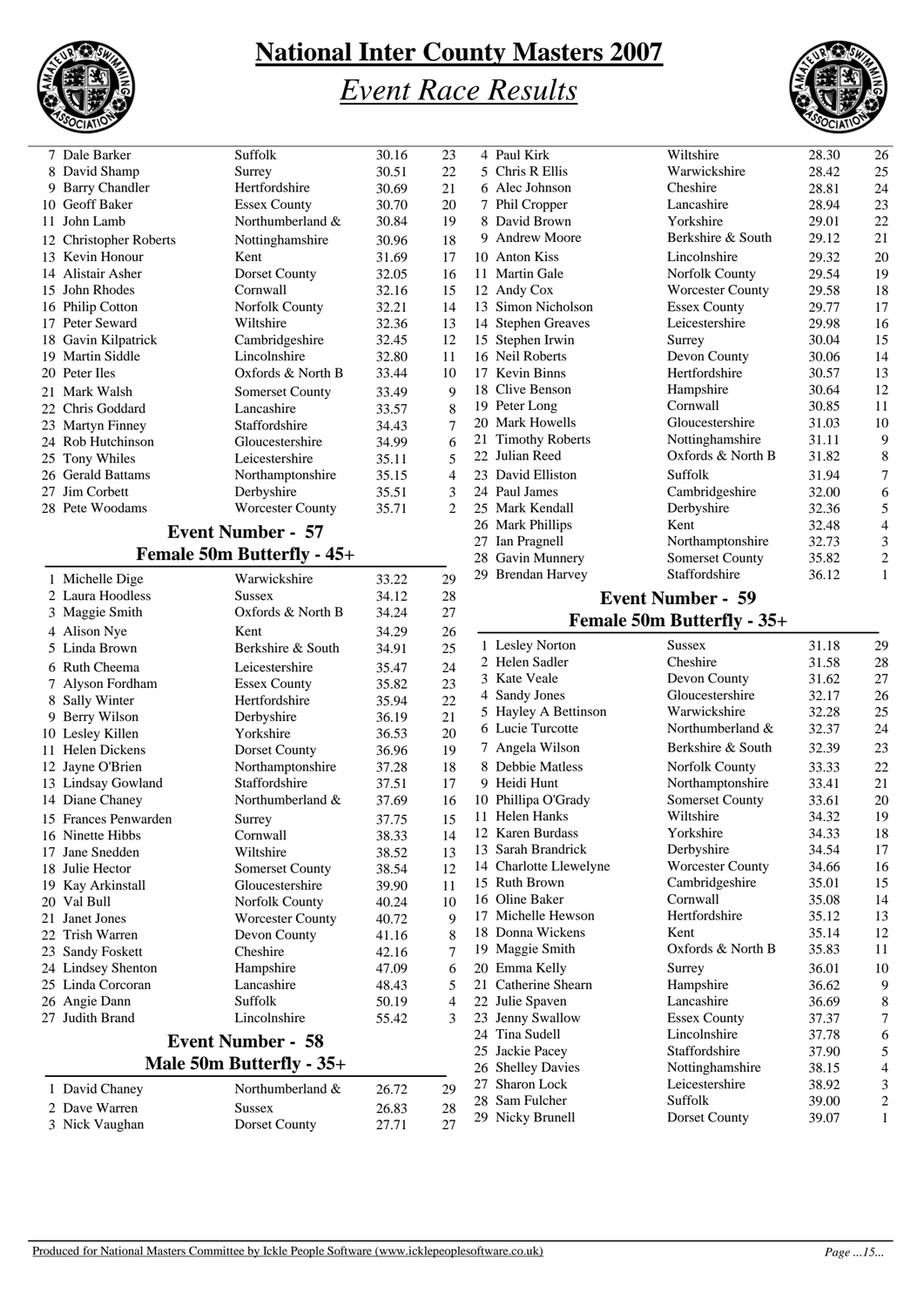# National Inter County Masters 2007

## *Event Race Results*

| | | | | |
|---|---|---|---|---|
| 7 | Dale Barker | Suffolk | 30.16 | 23 |
| 8 | David Shamp | Surrey | 30.51 | 22 |
| 9 | Barry Chandler | Hertfordshire | 30.69 | 21 |
| 10 | Geoff Baker | Essex County | 30.70 | 20 |
| 11 | John Lamb | Northumberland & | 30.84 | 19 |
| 12 | Christopher Roberts | Nottinghamshire | 30.96 | 18 |
| 13 | Kevin Honour | Kent | 31.69 | 17 |
| 14 | Alistair Asher | Dorset County | 32.05 | 16 |
| 15 | John Rhodes | Cornwall | 32.16 | 15 |
| 16 | Philip Cotton | Norfolk County | 32.21 | 14 |
| 17 | Peter Seward | Wiltshire | 32.36 | 13 |
| 18 | Gavin Kilpatrick | Cambridgeshire | 32.45 | 12 |
| 19 | Martin Siddle | Lincolnshire | 32.80 | 11 |
| 20 | Peter Iles | Oxfords & North B | 33.44 | 10 |
| 21 | Mark Walsh | Somerset County | 33.49 | 9 |
| 22 | Chris Goddard | Lancashire | 33.57 | 8 |
| 23 | Martyn Finney | Staffordshire | 34.43 | 7 |
| 24 | Rob Hutchinson | Gloucestershire | 34.99 | 6 |
| 25 | Tony Whiles | Leicestershire | 35.11 | 5 |
| 26 | Gerald Battams | Northamptonshire | 35.15 | 4 |
| 27 | Jim Corbett | Derbyshire | 35.51 | 3 |
| 28 | Pete Woodams | Worcester County | 35.71 | 2 |

### Event Number - 57
### Female 50m Butterfly - 45+

| | | | | |
|---|---|---|---|---|
| 1 | Michelle Dige | Warwickshire | 33.22 | 29 |
| 2 | Laura Hoodless | Sussex | 34.12 | 28 |
| 3 | Maggie Smith | Oxfords & North B | 34.24 | 27 |
| 4 | Alison Nye | Kent | 34.29 | 26 |
| 5 | Linda Brown | Berkshire & South | 34.91 | 25 |
| 6 | Ruth Cheema | Leicestershire | 35.47 | 24 |
| 7 | Alyson Fordham | Essex County | 35.82 | 23 |
| 8 | Sally Winter | Hertfordshire | 35.94 | 22 |
| 9 | Berry Wilson | Derbyshire | 36.19 | 21 |
| 10 | Lesley Killen | Yorkshire | 36.53 | 20 |
| 11 | Helen Dickens | Dorset County | 36.96 | 19 |
| 12 | Jayne O'Brien | Northamptonshire | 37.28 | 18 |
| 13 | Lindsay Gowland | Staffordshire | 37.51 | 17 |
| 14 | Diane Chaney | Northumberland & | 37.69 | 16 |
| 15 | Frances Penwarden | Surrey | 37.75 | 15 |
| 16 | Ninette Hibbs | Cornwall | 38.33 | 14 |
| 17 | Jane Snedden | Wiltshire | 38.52 | 13 |
| 18 | Julie Hector | Somerset County | 38.54 | 12 |
| 19 | Kay Arkinstall | Gloucestershire | 39.90 | 11 |
| 20 | Val Bull | Norfolk County | 40.24 | 10 |
| 21 | Janet Jones | Worcester County | 40.72 | 9 |
| 22 | Trish Warren | Devon County | 41.16 | 8 |
| 23 | Sandy Foskett | Cheshire | 42.16 | 7 |
| 24 | Lindsey Shenton | Hampshire | 47.09 | 6 |
| 25 | Linda Corcoran | Lancashire | 48.43 | 5 |
| 26 | Angie Dann | Suffolk | 50.19 | 4 |
| 27 | Judith Brand | Lincolnshire | 55.42 | 3 |

### Event Number - 58
### Male 50m Butterfly - 35+

| | | | | |
|---|---|---|---|---|
| 1 | David Chaney | Northumberland & | 26.72 | 29 |
| 2 | Dave Warren | Sussex | 26.83 | 28 |
| 3 | Nick Vaughan | Dorset County | 27.71 | 27 |
| 4 | Paul Kirk | Wiltshire | 28.30 | 26 |
| 5 | Chris R Ellis | Warwickshire | 28.42 | 25 |
| 6 | Alec Johnson | Cheshire | 28.81 | 24 |
| 7 | Phil Cropper | Lancashire | 28.94 | 23 |
| 8 | David Brown | Yorkshire | 29.01 | 22 |
| 9 | Andrew Moore | Berkshire & South | 29.12 | 21 |
| 10 | Anton Kiss | Lincolnshire | 29.32 | 20 |
| 11 | Martin Gale | Norfolk County | 29.54 | 19 |
| 12 | Andy Cox | Worcester County | 29.58 | 18 |
| 13 | Simon Nicholson | Essex County | 29.77 | 17 |
| 14 | Stephen Greaves | Leicestershire | 29.98 | 16 |
| 15 | Stephen Irwin | Surrey | 30.04 | 15 |
| 16 | Neil Roberts | Devon County | 30.06 | 14 |
| 17 | Kevin Binns | Hertfordshire | 30.57 | 13 |
| 18 | Clive Benson | Hampshire | 30.64 | 12 |
| 19 | Peter Long | Cornwall | 30.85 | 11 |
| 20 | Mark Howells | Gloucestershire | 31.03 | 10 |
| 21 | Timothy Roberts | Nottinghamshire | 31.11 | 9 |
| 22 | Julian Reed | Oxfords & North B | 31.82 | 8 |
| 23 | David Elliston | Suffolk | 31.94 | 7 |
| 24 | Paul James | Cambridgeshire | 32.00 | 6 |
| 25 | Mark Kendall | Derbyshire | 32.36 | 5 |
| 26 | Mark Phillips | Kent | 32.48 | 4 |
| 27 | Ian Pragnell | Northamptonshire | 32.73 | 3 |
| 28 | Gavin Munnery | Somerset County | 35.82 | 2 |
| 29 | Brendan Harvey | Staffordshire | 36.12 | 1 |

### Event Number - 59
### Female 50m Butterfly - 35+

| | | | | |
|---|---|---|---|---|
| 1 | Lesley Norton | Sussex | 31.18 | 29 |
| 2 | Helen Sadler | Cheshire | 31.58 | 28 |
| 3 | Kate Veale | Devon County | 31.62 | 27 |
| 4 | Sandy Jones | Gloucestershire | 32.17 | 26 |
| 5 | Hayley A Bettinson | Warwickshire | 32.28 | 25 |
| 6 | Lucie Turcotte | Northumberland & | 32.37 | 24 |
| 7 | Angela Wilson | Berkshire & South | 32.39 | 23 |
| 8 | Debbie Matless | Norfolk County | 33.33 | 22 |
| 9 | Heidi Hunt | Northamptonshire | 33.41 | 21 |
| 10 | Phillipa O'Grady | Somerset County | 33.61 | 20 |
| 11 | Helen Hanks | Wiltshire | 34.32 | 19 |
| 12 | Karen Burdass | Yorkshire | 34.33 | 18 |
| 13 | Sarah Brandrick | Derbyshire | 34.54 | 17 |
| 14 | Charlotte Llewelyne | Worcester County | 34.66 | 16 |
| 15 | Ruth Brown | Cambridgeshire | 35.01 | 15 |
| 16 | Oline Baker | Cornwall | 35.08 | 14 |
| 17 | Michelle Hewson | Hertfordshire | 35.12 | 13 |
| 18 | Donna Wickens | Kent | 35.14 | 12 |
| 19 | Maggie Smith | Oxfords & North B | 35.83 | 11 |
| 20 | Emma Kelly | Surrey | 36.01 | 10 |
| 21 | Catherine Shearn | Hampshire | 36.62 | 9 |
| 22 | Julie Spaven | Lancashire | 36.69 | 8 |
| 23 | Jenny Swallow | Essex County | 37.37 | 7 |
| 24 | Tina Sudell | Lincolnshire | 37.78 | 6 |
| 25 | Jackie Pacey | Staffordshire | 37.90 | 5 |
| 26 | Shelley Davies | Nottinghamshire | 38.15 | 4 |
| 27 | Sharon Lock | Leicestershire | 38.92 | 3 |
| 28 | Sam Fulcher | Suffolk | 39.00 | 2 |
| 29 | Nicky Brunell | Dorset County | 39.07 | 1 |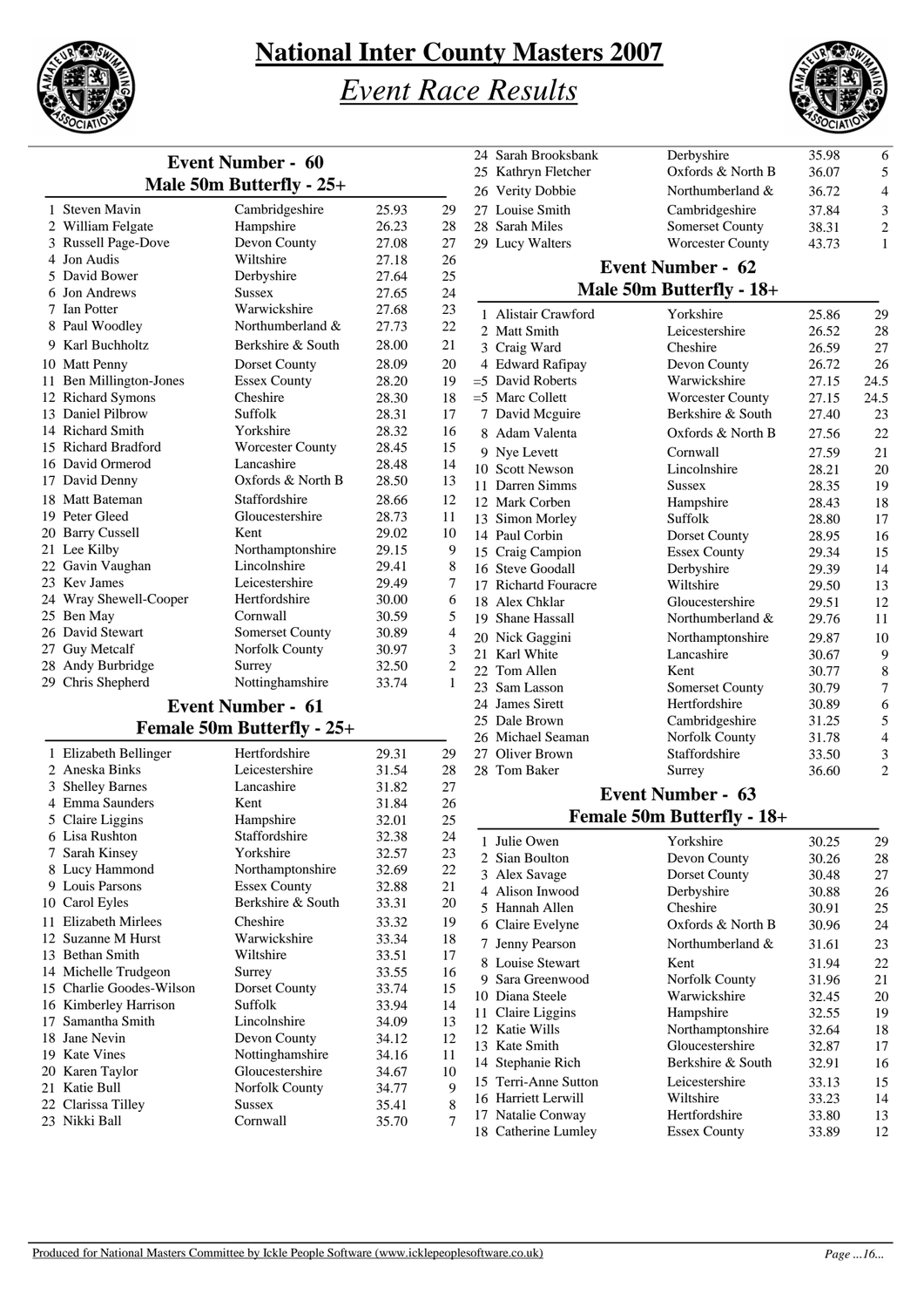# National Inter County Masters 2007

## *Event Race Results*

### Event Number - 60
### Male 50m Butterfly - 25+

| Pos | Name | County | Time | Points |
|---|---|---|---|---|
| 1 | Steven Mavin | Cambridgeshire | 25.93 | 29 |
| 2 | William Felgate | Hampshire | 26.23 | 28 |
| 3 | Russell Page-Dove | Devon County | 27.08 | 27 |
| 4 | Jon Audis | Wiltshire | 27.18 | 26 |
| 5 | David Bower | Derbyshire | 27.64 | 25 |
| 6 | Jon Andrews | Sussex | 27.65 | 24 |
| 7 | Ian Potter | Warwickshire | 27.68 | 23 |
| 8 | Paul Woodley | Northumberland & | 27.73 | 22 |
| 9 | Karl Buchholtz | Berkshire & South | 28.00 | 21 |
| 10 | Matt Penny | Dorset County | 28.09 | 20 |
| 11 | Ben Millington-Jones | Essex County | 28.20 | 19 |
| 12 | Richard Symons | Cheshire | 28.30 | 18 |
| 13 | Daniel Pilbrow | Suffolk | 28.31 | 17 |
| 14 | Richard Smith | Yorkshire | 28.32 | 16 |
| 15 | Richard Bradford | Worcester County | 28.45 | 15 |
| 16 | David Ormerod | Lancashire | 28.48 | 14 |
| 17 | David Denny | Oxfords & North B | 28.50 | 13 |
| 18 | Matt Bateman | Staffordshire | 28.66 | 12 |
| 19 | Peter Gleed | Gloucestershire | 28.73 | 11 |
| 20 | Barry Cussell | Kent | 29.02 | 10 |
| 21 | Lee Kilby | Northamptonshire | 29.15 | 9 |
| 22 | Gavin Vaughan | Lincolnshire | 29.41 | 8 |
| 23 | Kev James | Leicestershire | 29.49 | 7 |
| 24 | Wray Shewell-Cooper | Hertfordshire | 30.00 | 6 |
| 25 | Ben May | Cornwall | 30.59 | 5 |
| 26 | David Stewart | Somerset County | 30.89 | 4 |
| 27 | Guy Metcalf | Norfolk County | 30.97 | 3 |
| 28 | Andy Burbridge | Surrey | 32.50 | 2 |
| 29 | Chris Shepherd | Nottinghamshire | 33.74 | 1 |

### Event Number - 61
### Female 50m Butterfly - 25+

| Pos | Name | County | Time | Points |
|---|---|---|---|---|
| 1 | Elizabeth Bellinger | Hertfordshire | 29.31 | 29 |
| 2 | Aneska Binks | Leicestershire | 31.54 | 28 |
| 3 | Shelley Barnes | Lancashire | 31.82 | 27 |
| 4 | Emma Saunders | Kent | 31.84 | 26 |
| 5 | Claire Liggins | Hampshire | 32.01 | 25 |
| 6 | Lisa Rushton | Staffordshire | 32.38 | 24 |
| 7 | Sarah Kinsey | Yorkshire | 32.57 | 23 |
| 8 | Lucy Hammond | Northamptonshire | 32.69 | 22 |
| 9 | Louis Parsons | Essex County | 32.88 | 21 |
| 10 | Carol Eyles | Berkshire & South | 33.31 | 20 |
| 11 | Elizabeth Mirlees | Cheshire | 33.32 | 19 |
| 12 | Suzanne M Hurst | Warwickshire | 33.34 | 18 |
| 13 | Bethan Smith | Wiltshire | 33.51 | 17 |
| 14 | Michelle Trudgeon | Surrey | 33.55 | 16 |
| 15 | Charlie Goodes-Wilson | Dorset County | 33.74 | 15 |
| 16 | Kimberley Harrison | Suffolk | 33.94 | 14 |
| 17 | Samantha Smith | Lincolnshire | 34.09 | 13 |
| 18 | Jane Nevin | Devon County | 34.12 | 12 |
| 19 | Kate Vines | Nottinghamshire | 34.16 | 11 |
| 20 | Karen Taylor | Gloucestershire | 34.67 | 10 |
| 21 | Katie Bull | Norfolk County | 34.77 | 9 |
| 22 | Clarissa Tilley | Sussex | 35.41 | 8 |
| 23 | Nikki Ball | Cornwall | 35.70 | 7 |
| 24 | Sarah Brooksbank | Derbyshire | 35.98 | 6 |
| 25 | Kathryn Fletcher | Oxfords & North B | 36.07 | 5 |
| 26 | Verity Dobbie | Northumberland & | 36.72 | 4 |
| 27 | Louise Smith | Cambridgeshire | 37.84 | 3 |
| 28 | Sarah Miles | Somerset County | 38.31 | 2 |
| 29 | Lucy Walters | Worcester County | 43.73 | 1 |

### Event Number - 62
### Male 50m Butterfly - 18+

| Pos | Name | County | Time | Points |
|---|---|---|---|---|
| 1 | Alistair Crawford | Yorkshire | 25.86 | 29 |
| 2 | Matt Smith | Leicestershire | 26.52 | 28 |
| 3 | Craig Ward | Cheshire | 26.59 | 27 |
| 4 | Edward Rafipay | Devon County | 26.72 | 26 |
| =5 | David Roberts | Warwickshire | 27.15 | 24.5 |
| =5 | Marc Collett | Worcester County | 27.15 | 24.5 |
| 7 | David Mcguire | Berkshire & South | 27.40 | 23 |
| 8 | Adam Valenta | Oxfords & North B | 27.56 | 22 |
| 9 | Nye Levett | Cornwall | 27.59 | 21 |
| 10 | Scott Newson | Lincolnshire | 28.21 | 20 |
| 11 | Darren Simms | Sussex | 28.35 | 19 |
| 12 | Mark Corben | Hampshire | 28.43 | 18 |
| 13 | Simon Morley | Suffolk | 28.80 | 17 |
| 14 | Paul Corbin | Dorset County | 28.95 | 16 |
| 15 | Craig Campion | Essex County | 29.34 | 15 |
| 16 | Steve Goodall | Derbyshire | 29.39 | 14 |
| 17 | Richartd Fouracre | Wiltshire | 29.50 | 13 |
| 18 | Alex Chklar | Gloucestershire | 29.51 | 12 |
| 19 | Shane Hassall | Northumberland & | 29.76 | 11 |
| 20 | Nick Gaggini | Northamptonshire | 29.87 | 10 |
| 21 | Karl White | Lancashire | 30.67 | 9 |
| 22 | Tom Allen | Kent | 30.77 | 8 |
| 23 | Sam Lasson | Somerset County | 30.79 | 7 |
| 24 | James Sirett | Hertfordshire | 30.89 | 6 |
| 25 | Dale Brown | Cambridgeshire | 31.25 | 5 |
| 26 | Michael Seaman | Norfolk County | 31.78 | 4 |
| 27 | Oliver Brown | Staffordshire | 33.50 | 3 |
| 28 | Tom Baker | Surrey | 36.60 | 2 |

### Event Number - 63
### Female 50m Butterfly - 18+

| Pos | Name | County | Time | Points |
|---|---|---|---|---|
| 1 | Julie Owen | Yorkshire | 30.25 | 29 |
| 2 | Sian Boulton | Devon County | 30.26 | 28 |
| 3 | Alex Savage | Dorset County | 30.48 | 27 |
| 4 | Alison Inwood | Derbyshire | 30.88 | 26 |
| 5 | Hannah Allen | Cheshire | 30.91 | 25 |
| 6 | Claire Evelyne | Oxfords & North B | 30.96 | 24 |
| 7 | Jenny Pearson | Northumberland & | 31.61 | 23 |
| 8 | Louise Stewart | Kent | 31.94 | 22 |
| 9 | Sara Greenwood | Norfolk County | 31.96 | 21 |
| 10 | Diana Steele | Warwickshire | 32.45 | 20 |
| 11 | Claire Liggins | Hampshire | 32.55 | 19 |
| 12 | Katie Wills | Northamptonshire | 32.64 | 18 |
| 13 | Kate Smith | Gloucestershire | 32.87 | 17 |
| 14 | Stephanie Rich | Berkshire & South | 32.91 | 16 |
| 15 | Terri-Anne Sutton | Leicestershire | 33.13 | 15 |
| 16 | Harriett Lerwill | Wiltshire | 33.23 | 14 |
| 17 | Natalie Conway | Hertfordshire | 33.80 | 13 |
| 18 | Catherine Lumley | Essex County | 33.89 | 12 |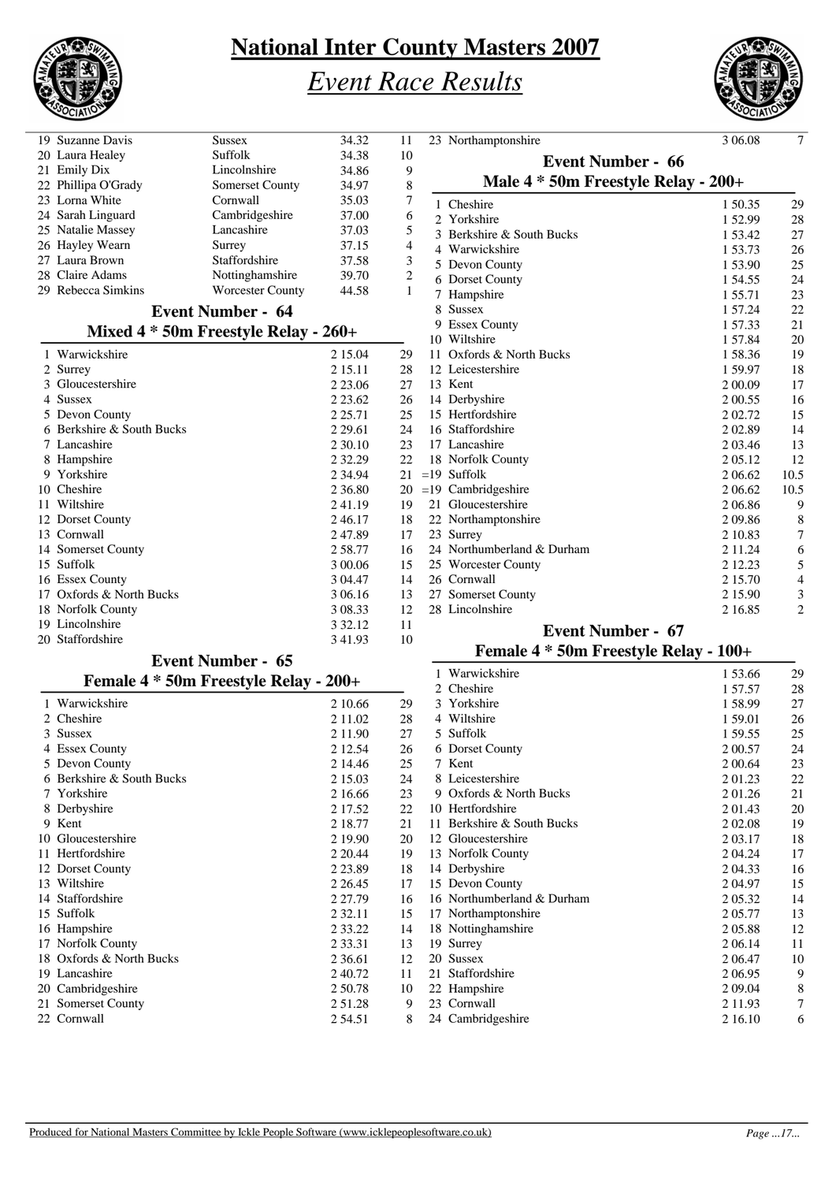# National Inter County Masters 2007

## *Event Race Results*

| | | | | |
|---|---|---|---|---|
| 19 | Suzanne Davis | Sussex | 34.32 | 11 |
| 20 | Laura Healey | Suffolk | 34.38 | 10 |
| 21 | Emily Dix | Lincolnshire | 34.86 | 9 |
| 22 | Phillipa O'Grady | Somerset County | 34.97 | 8 |
| 23 | Lorna White | Cornwall | 35.03 | 7 |
| 24 | Sarah Linguard | Cambridgeshire | 37.00 | 6 |
| 25 | Natalie Massey | Lancashire | 37.03 | 5 |
| 26 | Hayley Wearn | Surrey | 37.15 | 4 |
| 27 | Laura Brown | Staffordshire | 37.58 | 3 |
| 28 | Claire Adams | Nottinghamshire | 39.70 | 2 |
| 29 | Rebecca Simkins | Worcester County | 44.58 | 1 |

### Event Number - 64
### Mixed 4 * 50m Freestyle Relay - 260+

| | | | |
|---|---|---|---|
| 1 | Warwickshire | 2 15.04 | 29 |
| 2 | Surrey | 2 15.11 | 28 |
| 3 | Gloucestershire | 2 23.06 | 27 |
| 4 | Sussex | 2 23.62 | 26 |
| 5 | Devon County | 2 25.71 | 25 |
| 6 | Berkshire & South Bucks | 2 29.61 | 24 |
| 7 | Lancashire | 2 30.10 | 23 |
| 8 | Hampshire | 2 32.29 | 22 |
| 9 | Yorkshire | 2 34.94 | 21 |
| 10 | Cheshire | 2 36.80 | 20 |
| 11 | Wiltshire | 2 41.19 | 19 |
| 12 | Dorset County | 2 46.17 | 18 |
| 13 | Cornwall | 2 47.89 | 17 |
| 14 | Somerset County | 2 58.77 | 16 |
| 15 | Suffolk | 3 00.06 | 15 |
| 16 | Essex County | 3 04.47 | 14 |
| 17 | Oxfords & North Bucks | 3 06.16 | 13 |
| 18 | Norfolk County | 3 08.33 | 12 |
| 19 | Lincolnshire | 3 32.12 | 11 |
| 20 | Staffordshire | 3 41.93 | 10 |

### Event Number - 65
### Female 4 * 50m Freestyle Relay - 200+

| | | | |
|---|---|---|---|
| 1 | Warwickshire | 2 10.66 | 29 |
| 2 | Cheshire | 2 11.02 | 28 |
| 3 | Sussex | 2 11.90 | 27 |
| 4 | Essex County | 2 12.54 | 26 |
| 5 | Devon County | 2 14.46 | 25 |
| 6 | Berkshire & South Bucks | 2 15.03 | 24 |
| 7 | Yorkshire | 2 16.66 | 23 |
| 8 | Derbyshire | 2 17.52 | 22 |
| 9 | Kent | 2 18.77 | 21 |
| 10 | Gloucestershire | 2 19.90 | 20 |
| 11 | Hertfordshire | 2 20.44 | 19 |
| 12 | Dorset County | 2 23.89 | 18 |
| 13 | Wiltshire | 2 26.45 | 17 |
| 14 | Staffordshire | 2 27.79 | 16 |
| 15 | Suffolk | 2 32.11 | 15 |
| 16 | Hampshire | 2 33.22 | 14 |
| 17 | Norfolk County | 2 33.31 | 13 |
| 18 | Oxfords & North Bucks | 2 36.61 | 12 |
| 19 | Lancashire | 2 40.72 | 11 |
| 20 | Cambridgeshire | 2 50.78 | 10 |
| 21 | Somerset County | 2 51.28 | 9 |
| 22 | Cornwall | 2 54.51 | 8 |
| 23 | Northamptonshire | 3 06.08 | 7 |

### Event Number - 66
### Male 4 * 50m Freestyle Relay - 200+

| | | | |
|---|---|---|---|
| 1 | Cheshire | 1 50.35 | 29 |
| 2 | Yorkshire | 1 52.99 | 28 |
| 3 | Berkshire & South Bucks | 1 53.42 | 27 |
| 4 | Warwickshire | 1 53.73 | 26 |
| 5 | Devon County | 1 53.90 | 25 |
| 6 | Dorset County | 1 54.55 | 24 |
| 7 | Hampshire | 1 55.71 | 23 |
| 8 | Sussex | 1 57.24 | 22 |
| 9 | Essex County | 1 57.33 | 21 |
| 10 | Wiltshire | 1 57.84 | 20 |
| 11 | Oxfords & North Bucks | 1 58.36 | 19 |
| 12 | Leicestershire | 1 59.97 | 18 |
| 13 | Kent | 2 00.09 | 17 |
| 14 | Derbyshire | 2 00.55 | 16 |
| 15 | Hertfordshire | 2 02.72 | 15 |
| 16 | Staffordshire | 2 02.89 | 14 |
| 17 | Lancashire | 2 03.46 | 13 |
| 18 | Norfolk County | 2 05.12 | 12 |
| =19 | Suffolk | 2 06.62 | 10.5 |
| =19 | Cambridgeshire | 2 06.62 | 10.5 |
| 21 | Gloucestershire | 2 06.86 | 9 |
| 22 | Northamptonshire | 2 09.86 | 8 |
| 23 | Surrey | 2 10.83 | 7 |
| 24 | Northumberland & Durham | 2 11.24 | 6 |
| 25 | Worcester County | 2 12.23 | 5 |
| 26 | Cornwall | 2 15.70 | 4 |
| 27 | Somerset County | 2 15.90 | 3 |
| 28 | Lincolnshire | 2 16.85 | 2 |

### Event Number - 67
### Female 4 * 50m Freestyle Relay - 100+

| | | | |
|---|---|---|---|
| 1 | Warwickshire | 1 53.66 | 29 |
| 2 | Cheshire | 1 57.57 | 28 |
| 3 | Yorkshire | 1 58.99 | 27 |
| 4 | Wiltshire | 1 59.01 | 26 |
| 5 | Suffolk | 1 59.55 | 25 |
| 6 | Dorset County | 2 00.57 | 24 |
| 7 | Kent | 2 00.64 | 23 |
| 8 | Leicestershire | 2 01.23 | 22 |
| 9 | Oxfords & North Bucks | 2 01.26 | 21 |
| 10 | Hertfordshire | 2 01.43 | 20 |
| 11 | Berkshire & South Bucks | 2 02.08 | 19 |
| 12 | Gloucestershire | 2 03.17 | 18 |
| 13 | Norfolk County | 2 04.24 | 17 |
| 14 | Derbyshire | 2 04.33 | 16 |
| 15 | Devon County | 2 04.97 | 15 |
| 16 | Northumberland & Durham | 2 05.32 | 14 |
| 17 | Northamptonshire | 2 05.77 | 13 |
| 18 | Nottinghamshire | 2 05.88 | 12 |
| 19 | Surrey | 2 06.14 | 11 |
| 20 | Sussex | 2 06.47 | 10 |
| 21 | Staffordshire | 2 06.95 | 9 |
| 22 | Hampshire | 2 09.04 | 8 |
| 23 | Cornwall | 2 11.93 | 7 |
| 24 | Cambridgeshire | 2 16.10 | 6 |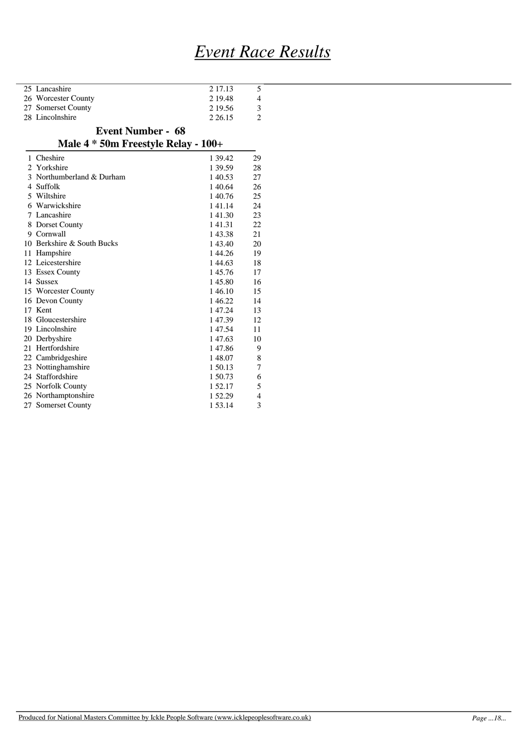# *Event Race Results*

| | | | |
|---|---|---|---|
| 25 | Lancashire | 2 17.13 | 5 |
| 26 | Worcester County | 2 19.48 | 4 |
| 27 | Somerset County | 2 19.56 | 3 |
| 28 | Lincolnshire | 2 26.15 | 2 |

## Event Number - 68
## Male 4 * 50m Freestyle Relay - 100+

| | | | |
|---|---|---|---|
| 1 | Cheshire | 1 39.42 | 29 |
| 2 | Yorkshire | 1 39.59 | 28 |
| 3 | Northumberland & Durham | 1 40.53 | 27 |
| 4 | Suffolk | 1 40.64 | 26 |
| 5 | Wiltshire | 1 40.76 | 25 |
| 6 | Warwickshire | 1 41.14 | 24 |
| 7 | Lancashire | 1 41.30 | 23 |
| 8 | Dorset County | 1 41.31 | 22 |
| 9 | Cornwall | 1 43.38 | 21 |
| 10 | Berkshire & South Bucks | 1 43.40 | 20 |
| 11 | Hampshire | 1 44.26 | 19 |
| 12 | Leicestershire | 1 44.63 | 18 |
| 13 | Essex County | 1 45.76 | 17 |
| 14 | Sussex | 1 45.80 | 16 |
| 15 | Worcester County | 1 46.10 | 15 |
| 16 | Devon County | 1 46.22 | 14 |
| 17 | Kent | 1 47.24 | 13 |
| 18 | Gloucestershire | 1 47.39 | 12 |
| 19 | Lincolnshire | 1 47.54 | 11 |
| 20 | Derbyshire | 1 47.63 | 10 |
| 21 | Hertfordshire | 1 47.86 | 9 |
| 22 | Cambridgeshire | 1 48.07 | 8 |
| 23 | Nottinghamshire | 1 50.13 | 7 |
| 24 | Staffordshire | 1 50.73 | 6 |
| 25 | Norfolk County | 1 52.17 | 5 |
| 26 | Northamptonshire | 1 52.29 | 4 |
| 27 | Somerset County | 1 53.14 | 3 |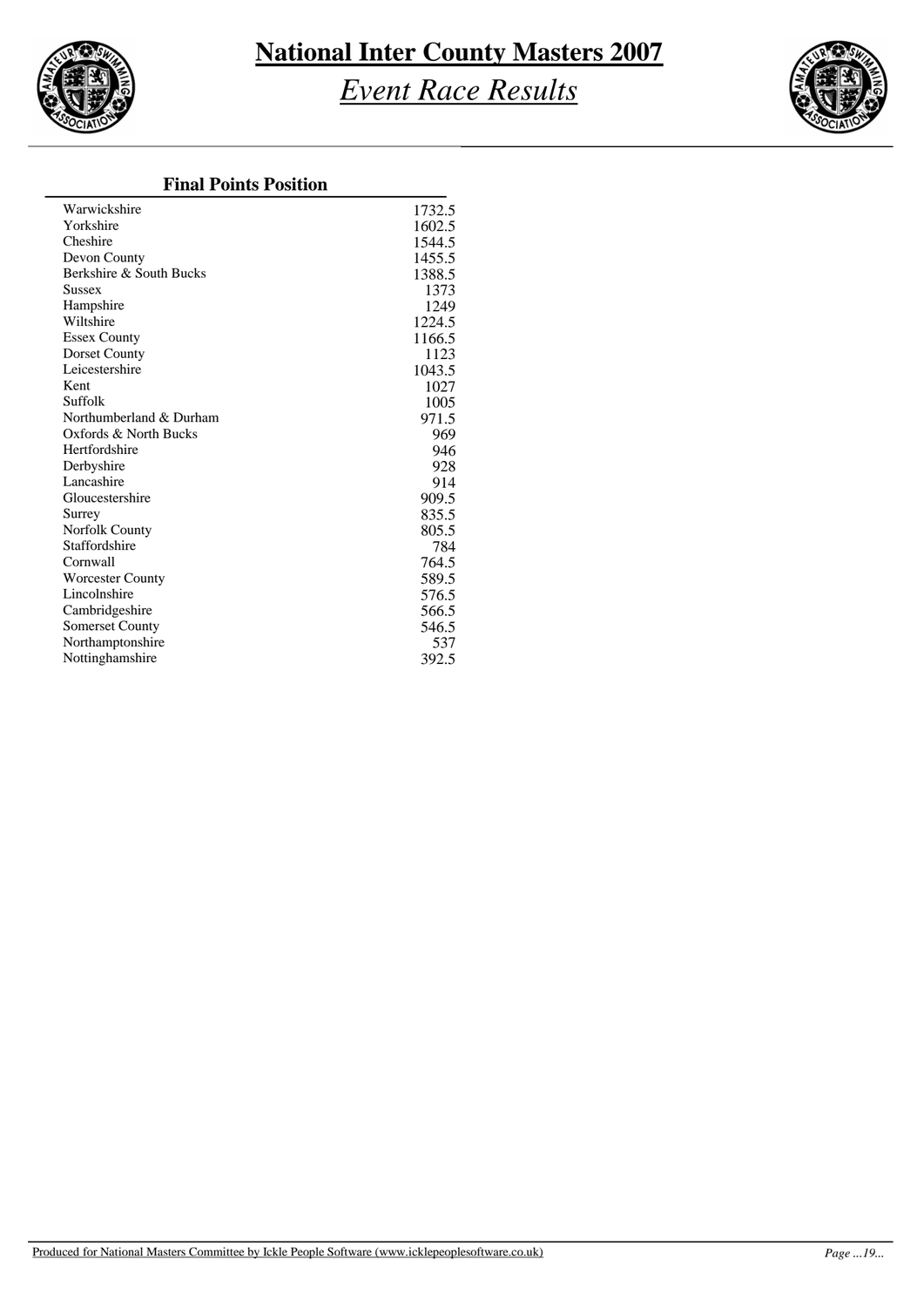# National Inter County Masters 2007

## *Event Race Results*

### Final Points Position

| | |
|---|---|
| Warwickshire | 1732.5 |
| Yorkshire | 1602.5 |
| Cheshire | 1544.5 |
| Devon County | 1455.5 |
| Berkshire & South Bucks | 1388.5 |
| Sussex | 1373 |
| Hampshire | 1249 |
| Wiltshire | 1224.5 |
| Essex County | 1166.5 |
| Dorset County | 1123 |
| Leicestershire | 1043.5 |
| Kent | 1027 |
| Suffolk | 1005 |
| Northumberland & Durham | 971.5 |
| Oxfords & North Bucks | 969 |
| Hertfordshire | 946 |
| Derbyshire | 928 |
| Lancashire | 914 |
| Gloucestershire | 909.5 |
| Surrey | 835.5 |
| Norfolk County | 805.5 |
| Staffordshire | 784 |
| Cornwall | 764.5 |
| Worcester County | 589.5 |
| Lincolnshire | 576.5 |
| Cambridgeshire | 566.5 |
| Somerset County | 546.5 |
| Northamptonshire | 537 |
| Nottinghamshire | 392.5 |

Produced for National Masters Committee by Ickle People Software (www.icklepeoplesoftware.co.uk)